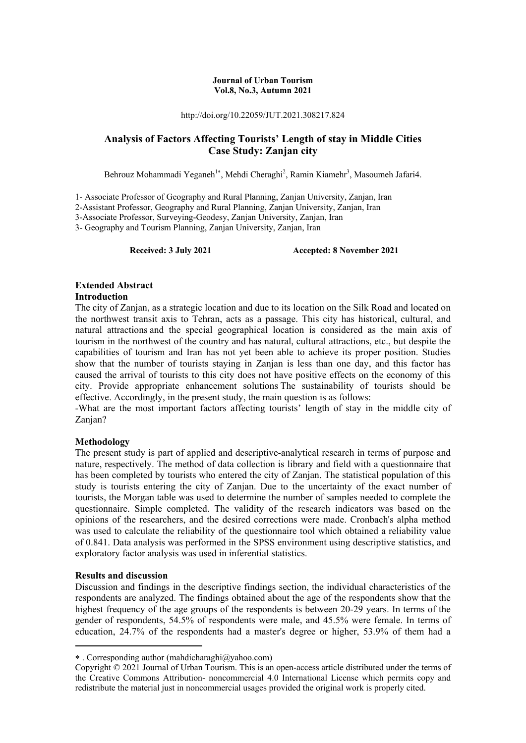**Journal of Urban Tourism**
**Vol.8, No.3, Autumn 2021**

http://doi.org/10.22059/JUT.2021.308217.824

# Analysis of Factors Affecting Tourists' Length of stay in Middle Cities Case Study: Zanjan city

Behrouz Mohammadi Yeganeh[1*], Mehdi Cheraghi[2], Ramin Kiamehr[3], Masoumeh Jafari4.

1- Associate Professor of Geography and Rural Planning, Zanjan University, Zanjan, Iran
2-Assistant Professor, Geography and Rural Planning, Zanjan University, Zanjan, Iran
3-Associate Professor, Surveying-Geodesy, Zanjan University, Zanjan, Iran
3- Geography and Tourism Planning, Zanjan University, Zanjan, Iran

**Received: 3 July 2021** **Accepted: 8 November 2021**

## Extended Abstract

### Introduction

The city of Zanjan, as a strategic location and due to its location on the Silk Road and located on the northwest transit axis to Tehran, acts as a passage. This city has historical, cultural, and natural attractions and the special geographical location is considered as the main axis of tourism in the northwest of the country and has natural, cultural attractions, etc., but despite the capabilities of tourism and Iran has not yet been able to achieve its proper position. Studies show that the number of tourists staying in Zanjan is less than one day, and this factor has caused the arrival of tourists to this city does not have positive effects on the economy of this city. Provide appropriate enhancement solutions The sustainability of tourists should be effective. Accordingly, in the present study, the main question is as follows:

-What are the most important factors affecting tourists' length of stay in the middle city of Zanjan?

### Methodology

The present study is part of applied and descriptive-analytical research in terms of purpose and nature, respectively. The method of data collection is library and field with a questionnaire that has been completed by tourists who entered the city of Zanjan. The statistical population of this study is tourists entering the city of Zanjan. Due to the uncertainty of the exact number of tourists, the Morgan table was used to determine the number of samples needed to complete the questionnaire. Simple completed. The validity of the research indicators was based on the opinions of the researchers, and the desired corrections were made. Cronbach's alpha method was used to calculate the reliability of the questionnaire tool which obtained a reliability value of 0.841. Data analysis was performed in the SPSS environment using descriptive statistics, and exploratory factor analysis was used in inferential statistics.

### Results and discussion

Discussion and findings in the descriptive findings section, the individual characteristics of the respondents are analyzed. The findings obtained about the age of the respondents show that the highest frequency of the age groups of the respondents is between 20-29 years. In terms of the gender of respondents, 54.5% of respondents were male, and 45.5% were female. In terms of education, 24.7% of the respondents had a master's degree or higher, 53.9% of them had a

---

∗ . Corresponding author (mahdicharaghi@yahoo.com)

Copyright © 2021 Journal of Urban Tourism. This is an open-access article distributed under the terms of the Creative Commons Attribution- noncommercial 4.0 International License which permits copy and redistribute the material just in noncommercial usages provided the original work is properly cited.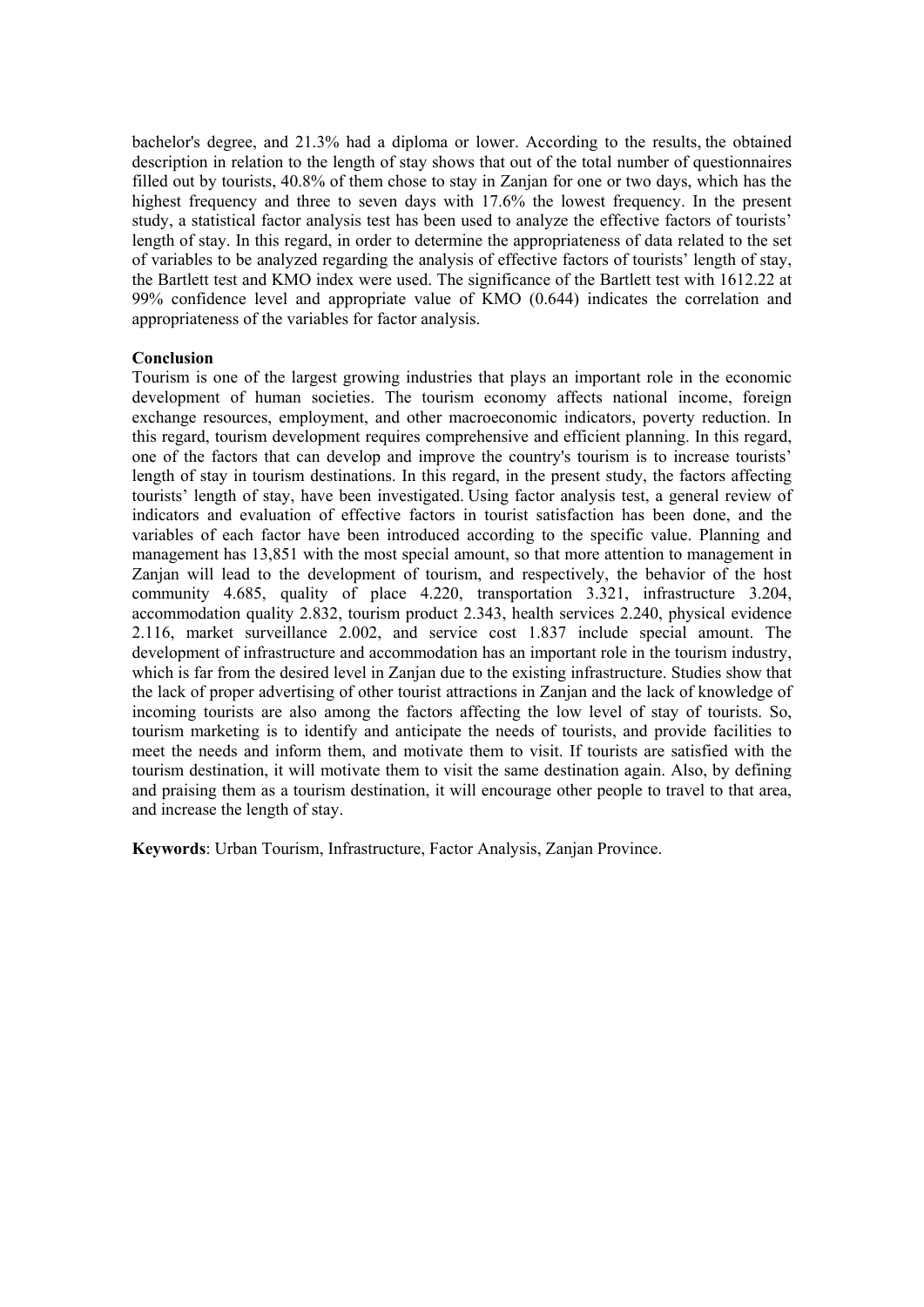bachelor's degree, and 21.3% had a diploma or lower. According to the results, the obtained description in relation to the length of stay shows that out of the total number of questionnaires filled out by tourists, 40.8% of them chose to stay in Zanjan for one or two days, which has the highest frequency and three to seven days with 17.6% the lowest frequency. In the present study, a statistical factor analysis test has been used to analyze the effective factors of tourists' length of stay. In this regard, in order to determine the appropriateness of data related to the set of variables to be analyzed regarding the analysis of effective factors of tourists' length of stay, the Bartlett test and KMO index were used. The significance of the Bartlett test with 1612.22 at 99% confidence level and appropriate value of KMO (0.644) indicates the correlation and appropriateness of the variables for factor analysis.

**Conclusion**

Tourism is one of the largest growing industries that plays an important role in the economic development of human societies. The tourism economy affects national income, foreign exchange resources, employment, and other macroeconomic indicators, poverty reduction. In this regard, tourism development requires comprehensive and efficient planning. In this regard, one of the factors that can develop and improve the country's tourism is to increase tourists' length of stay in tourism destinations. In this regard, in the present study, the factors affecting tourists' length of stay, have been investigated. Using factor analysis test, a general review of indicators and evaluation of effective factors in tourist satisfaction has been done, and the variables of each factor have been introduced according to the specific value. Planning and management has 13,851 with the most special amount, so that more attention to management in Zanjan will lead to the development of tourism, and respectively, the behavior of the host community 4.685, quality of place 4.220, transportation 3.321, infrastructure 3.204, accommodation quality 2.832, tourism product 2.343, health services 2.240, physical evidence 2.116, market surveillance 2.002, and service cost 1.837 include special amount. The development of infrastructure and accommodation has an important role in the tourism industry, which is far from the desired level in Zanjan due to the existing infrastructure. Studies show that the lack of proper advertising of other tourist attractions in Zanjan and the lack of knowledge of incoming tourists are also among the factors affecting the low level of stay of tourists. So, tourism marketing is to identify and anticipate the needs of tourists, and provide facilities to meet the needs and inform them, and motivate them to visit. If tourists are satisfied with the tourism destination, it will motivate them to visit the same destination again. Also, by defining and praising them as a tourism destination, it will encourage other people to travel to that area, and increase the length of stay.

**Keywords**: Urban Tourism, Infrastructure, Factor Analysis, Zanjan Province.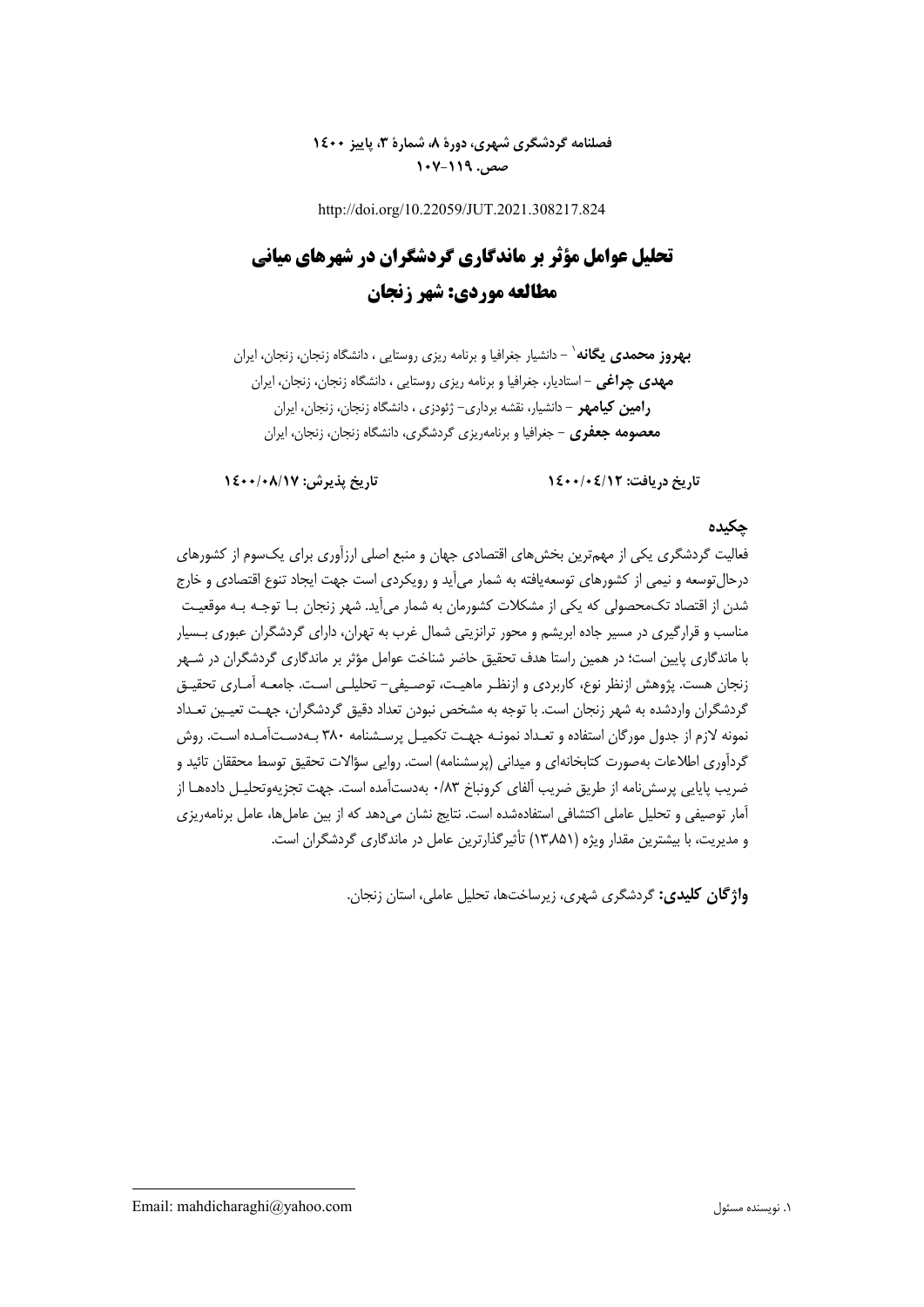http://doi.org/10.22059/JUT.2021.308217.824

# تحلیل عوامل مؤثر بر ماندگاری گردشگران در شهرهای میانی
# مطالعه موردی: شهر زنجان

**بهروز محمدی یگانه**[1] – دانشیار جغرافیا و برنامه ریزی روستایی ، دانشگاه زنجان، زنجان، ایران
**مهدی چراغی** – استادیار، جغرافیا و برنامه ریزی روستایی ، دانشگاه زنجان، زنجان، ایران
**رامین کیامهر** – دانشیار، نقشه برداری– ژئودزی ، دانشگاه زنجان، زنجان، ایران
**معصومه جعفری** – جغرافیا و برنامه‌ریزی گردشگری، دانشگاه زنجان، زنجان، ایران

**تاریخ دریافت: ۱۴۰۰/۰۴/۱۲** &nbsp;&nbsp;&nbsp;&nbsp; **تاریخ پذیرش: ۱۴۰۰/۰۸/۱۷**

## چکیده

فعالیت گردشگری یکی از مهم‌ترین بخش‌های اقتصادی جهان و منبع اصلی ارزآوری برای یک‌سوم از کشورهای درحال‌توسعه و نیمی از کشورهای توسعه‌یافته به شمار می‌آید و رویکردی است جهت ایجاد تنوع اقتصادی و خارج شدن از اقتصاد تک‌محصولی که یکی از مشکلات کشورمان به شمار می‌آید. شهر زنجان با توجه به موقعیت مناسب و قرارگیری در مسیر جاده ابریشم و محور ترانزیتی شمال غرب به تهران، دارای گردشگران عبوری بسیار با ماندگاری پایین است؛ در همین راستا هدف تحقیق حاضر شناخت عوامل مؤثر بر ماندگاری گردشگران در شهر زنجان هست. پژوهش ازنظر نوع، کاربردی و ازنظر ماهیت، توصیفی- تحلیلی است. جامعه آماری تحقیق گردشگران واردشده به شهر زنجان است. با توجه به مشخص نبودن تعداد دقیق گردشگران، جهت تعیین تعداد نمونه لازم از جدول مورگان استفاده و تعداد نمونه جهت تکمیل پرسشنامه ۳۸۰ به‌دست‌آمده است. روش گردآوری اطلاعات به‌صورت کتابخانه‌ای و میدانی (پرسشنامه) است. روایی سؤالات تحقیق توسط محققان تائید و ضریب پایایی پرسش‌نامه از طریق ضریب آلفای کرونباخ ۰/۸۳ به‌دست‌آمده است. جهت تجزیه‌وتحلیل داده‌ها از آمار توصیفی و تحلیل عاملی اکتشافی استفاده‌شده است. نتایج نشان می‌دهد که از بین عامل‌ها، عامل برنامه‌ریزی و مدیریت، با بیشترین مقدار ویژه (۱۳٫۸۵۱) تأثیرگذارترین عامل در ماندگاری گردشگران است.

**واژگان کلیدی:** گردشگری شهری، زیرساخت‌ها، تحلیل عاملی، استان زنجان.

---

[1] نویسنده مسئول &nbsp;&nbsp; Email: mahdicharaghi@yahoo.com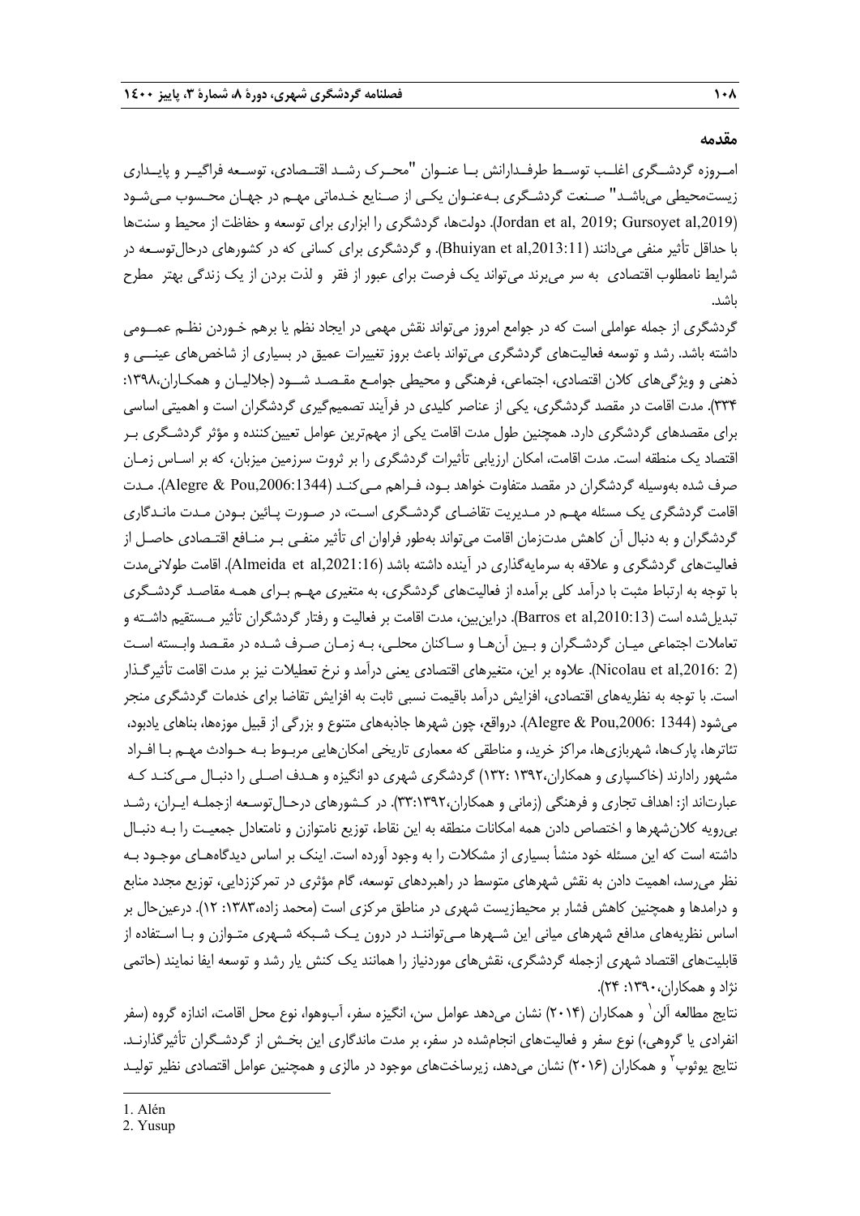## مقدمه

امروزه گردشگری اغلب توسط طرفدارانش با عنوان "محرک رشد اقتصادی، توسعه فراگیر و پایداری زیست‌محیطی می‌باشد" صنعت گردشگری به‌عنوان یکی از صنایع خدماتی مهم در جهان محسوب می‌شود (Jordan et al, 2019; Gursoyet al,2019). دولت‌ها، گردشگری را ابزاری برای توسعه و حفاظت از محیط و سنت‌ها با حداقل تأثیر منفی می‌دانند (Bhuiyan et al,2013:11). و گردشگری برای کسانی که در کشورهای درحال‌توسعه در شرایط نامطلوب اقتصادی به سر می‌برند می‌تواند یک فرصت برای عبور از فقر و لذت بردن از یک زندگی بهتر مطرح باشد.

گردشگری از جمله عواملی است که در جوامع امروز می‌تواند نقش مهمی در ایجاد نظم یا برهم خوردن نظم عمومی داشته باشد. رشد و توسعه فعالیت‌های گردشگری می‌تواند باعث بروز تغییرات عمیق در بسیاری از شاخص‌های عینی و ذهنی و ویژگی‌های کلان اقتصادی، اجتماعی، فرهنگی و محیطی جوامع مقصد شود (جلالیان و همکاران،۱۳۹۸: ۳۳۴). مدت اقامت در مقصد گردشگری، یکی از عناصر کلیدی در فرآیند تصمیم‌گیری گردشگران است و اهمیتی اساسی برای مقصدهای گردشگری دارد. همچنین طول مدت اقامت یکی از مهم‌ترین عوامل تعیین‌کننده و مؤثر گردشگری بر اقتصاد یک منطقه است. مدت اقامت، امکان ارزیابی تأثیرات گردشگری را بر ثروت سرزمین میزبان، که بر اساس زمان صرف شده به‌وسیله گردشگران در مقصد متفاوت خواهد بود، فراهم می‌کند (Alegre & Pou,2006:1344). مدت اقامت گردشگری یک مسئله مهم در مدیریت تقاضای گردشگری است، در صورت پائین بودن مدت ماندگاری گردشگران و به دنبال آن کاهش مدت‌زمان اقامت می‌تواند به‌طور فراوان ای تأثیر منفی بر منافع اقتصادی حاصل از فعالیت‌های گردشگری و علاقه به سرمایه‌گذاری در آینده داشته باشد (Almeida et al,2021:16). اقامت طولانی‌مدت با توجه به ارتباط مثبت با درآمد کلی برآمده از فعالیت‌های گردشگری، به متغیری مهم برای همه مقاصد گردشگری تبدیل‌شده است (Barros et al,2010:13). دراین‌بین، مدت اقامت بر فعالیت و رفتار گردشگران تأثیر مستقیم داشته و تعاملات اجتماعی میان گردشگران و بین آن‌ها و ساکنان محلی، به زمان صرف شده در مقصد وابسته است (Nicolau et al,2016: 2). علاوه بر این، متغیرهای اقتصادی یعنی درآمد و نرخ تعطیلات نیز بر مدت اقامت تأثیرگذار است. با توجه به نظریه‌های اقتصادی، افزایش درآمد باقیمت نسبی ثابت به افزایش تقاضا برای خدمات گردشگری منجر می‌شود (Alegre & Pou,2006: 1344). درواقع، چون شهرها جاذبه‌های متنوع و بزرگی از قبیل موزه‌ها، بناهای یادبود، تئاترها، پارک‌ها، شهربازی‌ها، مراکز خرید، و مناطقی که معماری تاریخی امکان‌هایی مربوط به حوادث مهم با افراد مشهور رادارند (خاکسپاری و همکاران،۱۳۹۲ :۱۳۲) گردشگری شهری دو انگیزه و هدف اصلی را دنبال می‌کند که عبارت‌اند از: اهداف تجاری و فرهنگی (زمانی و همکاران،۱۳۹۲:۳۳). در کشورهای درحال‌توسعه ازجمله ایران، رشد بی‌رویه کلان‌شهرها و اختصاص دادن همه امکانات منطقه به این نقاط، توزیع نامتوازن و نامتعادل جمعیت را به دنبال داشته است که این مسئله خود منشأ بسیاری از مشکلات را به وجود آورده است. اینک بر اساس دیدگاه‌های موجود به نظر می‌رسد، اهمیت دادن به نقش شهرهای متوسط در راهبردهای توسعه، گام مؤثری در تمرکززدایی، توزیع مجدد منابع و درامدها و همچنین کاهش فشار بر محیط‌زیست شهری در مناطق مرکزی است (محمد زاده،۱۳۸۳: ۱۲). درعین‌حال بر اساس نظریه‌های مدافع شهرهای میانی این شهرها می‌توانند در درون یک شبکه شهری متوازن و با استفاده از قابلیت‌های اقتصاد شهری ازجمله گردشگری، نقش‌های موردنیاز را همانند یک کنش یار رشد و توسعه ایفا نمایند (حاتمی نژاد و همکاران،۱۳۹۰: ۲۴).

نتایج مطالعه آلن[1] و همکاران (۲۰۱۴) نشان می‌دهد عوامل سن، انگیزه سفر، آب‌وهوا، نوع محل اقامت، اندازه گروه (سفر انفرادی یا گروهی،) نوع سفر و فعالیت‌های انجام‌شده در سفر، بر مدت ماندگاری این بخش از گردشگران تأثیرگذارند. نتایج یوثوپ[2] و همکاران (۲۰۱۶) نشان می‌دهد، زیرساخت‌های موجود در مالزی و همچنین عوامل اقتصادی نظیر تولید

---

1. Alén
2. Yusup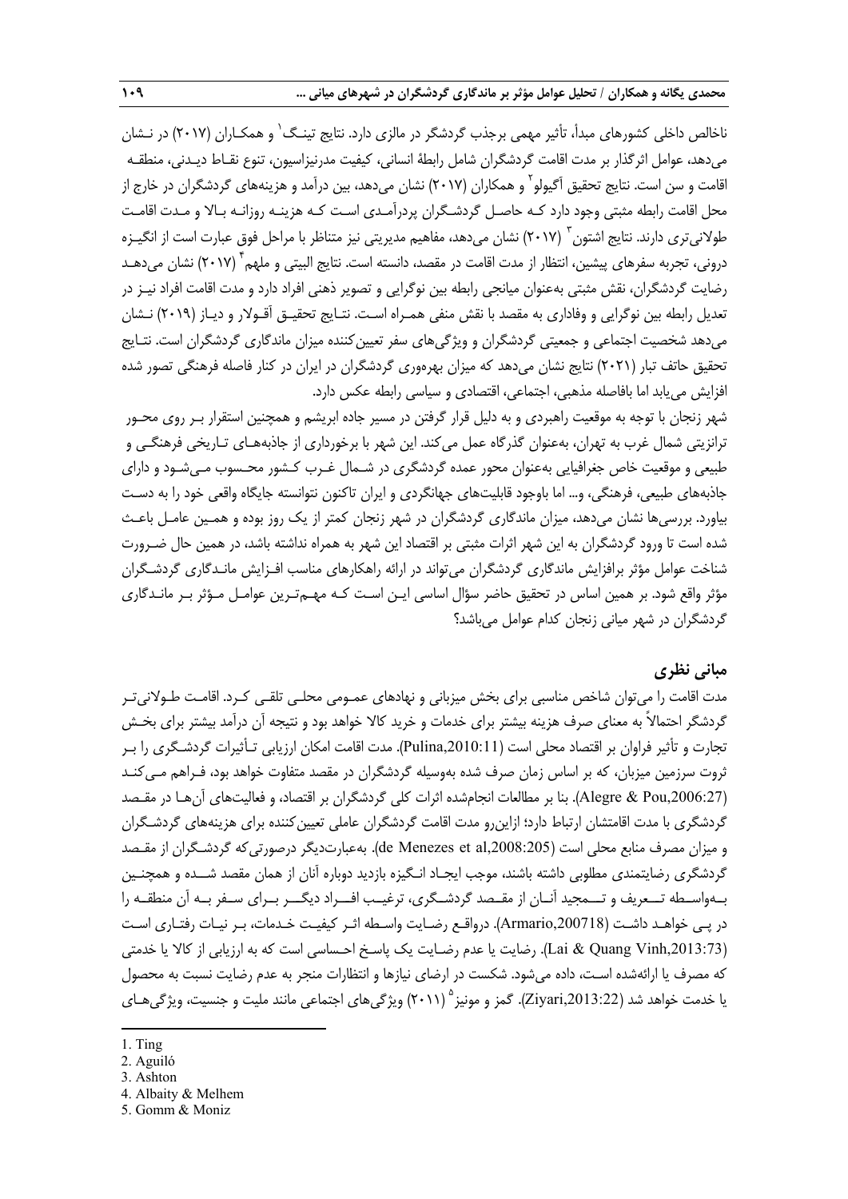ناخالص داخلی کشورهای مبدأ، تأثیر مهمی برجذب گردشگر در مالزی دارد. نتایج تینگ[1] و همکاران (۲۰۱۷) در نشان می‌دهد، عوامل اثرگذار بر مدت اقامت گردشگران شامل رابطهٔ انسانی، کیفیت مدرنیزاسیون، تنوع نقاط دیدنی، منطقه اقامت و سن است. نتایج تحقیق آگیولو[2] و همکاران (۲۰۱۷) نشان می‌دهد، بین درآمد و هزینه‌های گردشگران در خارج از محل اقامت رابطه مثبتی وجود دارد که حاصل گردشگران پردرآمدی است که هزینه روزانه بالا و مدت اقامت طولانی‌تری دارند. نتایج اشتون[3] (۲۰۱۷) نشان می‌دهد، مفاهیم مدیریتی نیز متناظر با مراحل فوق عبارت است از انگیزه درونی، تجربه سفرهای پیشین، انتظار از مدت اقامت در مقصد، دانسته است. نتایج البیتی و ملهم[4] (۲۰۱۷) نشان می‌دهد رضایت گردشگران، نقش مثبتی به‌عنوان میانجی رابطه بین نوگرایی و تصویر ذهنی افراد دارد و مدت اقامت افراد نیز در تعدیل رابطه بین نوگرایی و وفاداری به مقصد با نقش منفی همراه است. نتایج تحقیق آقولار و دیاز (۲۰۱۹) نشان می‌دهد شخصیت اجتماعی و جمعیتی گردشگران و ویژگی‌های سفر تعیین‌کننده میزان ماندگاری گردشگران است. نتایج تحقیق حاتف تبار (۲۰۲۱) نتایج نشان می‌دهد که میزان بهره‌وری گردشگران در ایران در کنار فاصله فرهنگی تصور شده افزایش می‌یابد اما بافاصله مذهبی، اجتماعی، اقتصادی و سیاسی رابطه عکس دارد.

شهر زنجان با توجه به موقعیت راهبردی و به دلیل قرار گرفتن در مسیر جاده ابریشم و همچنین استقرار بر روی محور ترانزیتی شمال غرب به تهران، به‌عنوان گذرگاه عمل می‌کند. این شهر با برخورداری از جاذبه‌های تاریخی فرهنگی و طبیعی و موقعیت خاص جغرافیایی به‌عنوان محور عمده گردشگری در شمال غرب کشور محسوب می‌شود و دارای جاذبه‌های طبیعی، فرهنگی، و... اما باوجود قابلیت‌های جهانگردی و ایران تاکنون نتوانسته جایگاه واقعی خود را به دست بیاورد. بررسی‌ها نشان می‌دهد، میزان ماندگاری گردشگران در شهر زنجان کمتر از یک روز بوده و همین عامل باعث شده است تا ورود گردشگران به این شهر اثرات مثبتی بر اقتصاد این شهر به همراه نداشته باشد، در همین حال ضرورت شناخت عوامل مؤثر برافزایش ماندگاری گردشگران می‌تواند در ارائه راهکارهای مناسب افزایش ماندگاری گردشگران مؤثر واقع شود. بر همین اساس در تحقیق حاضر سؤال اساسی این است که مهم‌ترین عوامل مؤثر بر ماندگاری گردشگران در شهر میانی زنجان کدام عوامل می‌باشد؟

## مبانی نظری

مدت اقامت را می‌توان شاخص مناسبی برای بخش میزبانی و نهادهای عمومی محلی تلقی کرد. اقامت طولانی‌تر گردشگر احتمالاً به معنای صرف هزینه بیشتر برای خدمات و خرید کالا خواهد بود و نتیجه آن درآمد بیشتر برای بخش تجارت و تأثیر فراوان بر اقتصاد محلی است (Pulina,2010:11). مدت اقامت امکان ارزیابی تأثیرات گردشگری را بر ثروت سرزمین میزبان، که بر اساس زمان صرف شده به‌وسیله گردشگران در مقصد متفاوت خواهد بود، فراهم می‌کند (Alegre & Pou,2006:27). بنا بر مطالعات انجام‌شده اثرات کلی گردشگران بر اقتصاد، و فعالیت‌های آن‌ها در مقصد گردشگری با مدت اقامتشان ارتباط دارد؛ ازاین‌رو مدت اقامت گردشگران عاملی تعیین‌کننده برای هزینه‌های گردشگران و میزان مصرف منابع محلی است (de Menezes et al,2008:205). به‌عبارت‌دیگر درصورتی‌که گردشگران از مقصد گردشگری رضایتمندی مطلوبی داشته باشند، موجب ایجاد انگیزه بازدید دوباره آنان از همان مقصد شده و همچنین به‌واسطه تعریف و تمجید آنان از مقصد گردشگری، ترغیب افراد دیگر برای سفر به آن منطقه را در پی خواهد داشت (Armario,200718). درواقع رضایت واسطه اثر کیفیت خدمات، بر نیات رفتاری است (Lai & Quang Vinh,2013:73). رضایت یا عدم رضایت یک پاسخ احساسی است که به ارزیابی از کالا یا خدمتی که مصرف یا ارائه‌شده است، داده می‌شود. شکست در ارضای نیازها و انتظارات منجر به عدم رضایت نسبت به محصول یا خدمت خواهد شد (Ziyari,2013:22). گمز و مونیز[5] (۲۰۱۱) ویژگی‌های اجتماعی مانند ملیت و جنسیت، ویژگی‌های

---

1. Ting
2. Aguiló
3. Ashton
4. Albaity & Melhem
5. Gomm & Moniz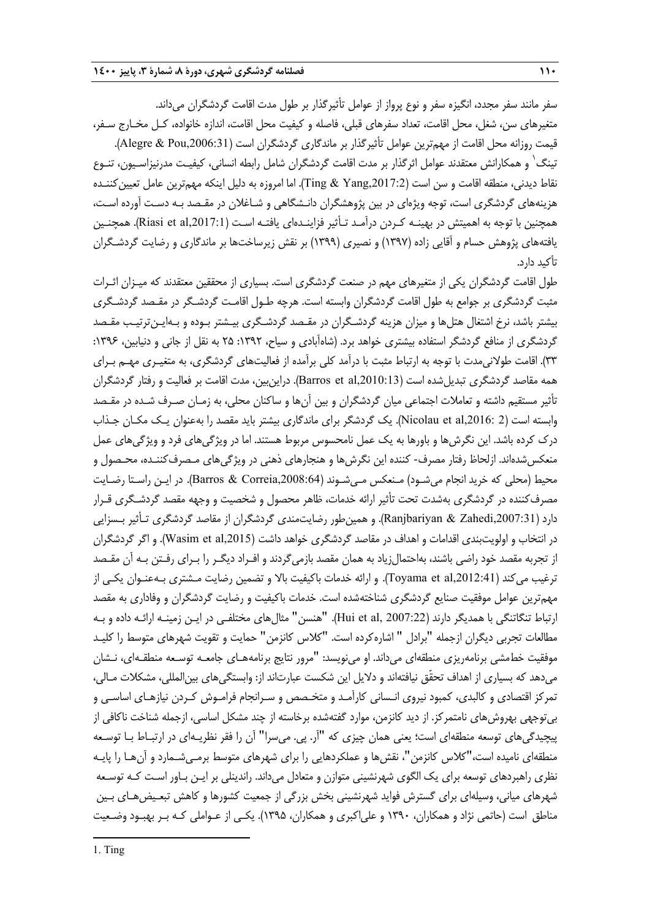سفر مانند سفر مجدد، انگیزه سفر و نوع پرواز از عوامل تأثیرگذار بر طول مدت اقامت گردشگران می‌داند. متغیرهای سن، شغل، محل اقامت، تعداد سفرهای قبلی، فاصله و کیفیت محل اقامت، اندازه خانواده، کـل مخـارج سـفر، قیمت روزانه محل اقامت از مهم‌ترین عوامل تأثیرگذار بر ماندگاری گردشگران است (Alegre & Pou,2006:31). تینگ[1] و همکارانش معتقدند عوامل اثرگذار بر مدت اقامت گردشگران شامل رابطه انسانی، کیفیـت مدرنیزاسـیون، تنـوع نقاط دیدنی، منطقه اقامت و سن است (Ting & Yang,2017:2). اما امروزه به دلیل اینکه مهم‌ترین عامل تعیین‌کننـده هزینه‌های گردشگری است، توجه ویژه‌ای در بین پژوهشگران دانـشگاهی و شـاغلان در مقـصد بـه دسـت آورده اسـت، همچنین با توجه به اهمیتش در بهینـه کـردن درآمـد تـأثیر فزاینـده‌ای یافتـه اسـت (Riasi et al,2017:1). همچنـین یافته‌های پژوهش حسام و آقایی زاده (۱۳۹۷) و نصیری (۱۳۹۹) بر نقش زیرساخت‌ها بر ماندگاری و رضایت گردشـگران تأکید دارد.

طول اقامت گردشگران یکی از متغیرهای مهم در صنعت گردشگری است. بسیاری از محققین معتقدند که میـزان اثـرات مثبت گردشگری بر جوامع به طول اقامت گردشگران وابسته است. هرچه طـول اقامـت گردشـگر در مقـصد گردشـگری بیشتر باشد، نرخ اشتغال هتل‌ها و میزان هزینه گردشـگران در مقـصد گردشـگری بیـشتر بـوده و بـه‌ایـن‌ترتیـب مقـصد گردشگری از منافع گردشگر استفاده بیشتری خواهد برد. (شاه‌آبادی و سیاح، ۱۳۹۲: ۲۵ به نقل از جانی و دنیابین، ۱۳۹۶: ۳۳). اقامت طولانی‌مدت با توجه به ارتباط مثبت با درآمد کلی برآمده از فعالیت‌های گردشگری، به متغیـری مهـم بـرای همه مقاصد گردشگری تبدیل‌شده است (Barros et al,2010:13). دراین‌بین، مدت اقامت بر فعالیت و رفتار گردشگران تأثیر مستقیم داشته و تعاملات اجتماعی میان گردشگران و بین آن‌ها و ساکنان محلی، به زمـان صـرف شـده در مقـصد وابسته است (Nicolau et al,2016: 2). یک گردشگر برای ماندگاری بیشتر باید مقصد را به‌عنوان یـک مکـان جـذاب درک کرده باشد. این نگرش‌ها و باورها به یک عمل نامحسوس مربوط هستند. اما در ویژگی‌های فرد و ویژگی‌های عمل منعکس‌شده‌اند. ازلحاظ رفتار مصرف- کننده این نگرش‌ها و هنجارهای ذهنی در ویژگی‌های مـصرف‌کننـده، محـصول و محیط (محلی که خرید انجام می‌شـود) مـنعکس مـی‌شـوند (Barros & Correia,2008:64). در ایـن راسـتا رضـایت مصرف‌کننده در گردشگری به‌شدت تحت تأثیر ارائه خدمات، ظاهر محصول و شخصیت و وجهه مقصد گردشـگری قـرار دارد (Ranjbariyan & Zahedi,2007:31). و همین‌طور رضایت‌مندی گردشگران از مقاصد گردشگری تـأثیر بـسزایی در انتخاب و اولویت‌بندی اقدامات و اهداف در مقاصد گردشگری خواهد داشت (Wasim et al,2015). و اگر گردشگران از تجربه مقصد خود راضی باشند، به‌احتمال‌زیاد به همان مقصد بازمی‌گردند و افـراد دیگـر را بـرای رفـتن بـه آن مقـصد ترغیب می‌کند (Toyama et al,2012:41). و ارائه خدمات باکیفیت بالا و تضمین رضایت مـشتری بـه‌عنـوان یکـی از مهم‌ترین عوامل موفقیت صنایع گردشگری شناخته‌شده است. خدمات باکیفیت و رضایت گردشگران و وفاداری به مقصد ارتباط تنگاتنگی با همدیگر دارند (Hui et al, 2007:22). "هنسن" مثال‌های مختلفـی در ایـن زمینـه ارائـه داده و بـه مطالعات تجربی دیگران ازجمله "برادل " اشاره‌کرده است. "کلاس کانزمن" حمایت و تقویت شهرهای متوسط را کلیـد موفقیت خط‌مشی برنامه‌ریزی منطقه‌ای می‌داند. او می‌نویسد: "مرور نتایج برنامه‌هـای جامعـه توسـعه منطقـه‌ای، نـشان می‌دهد که بسیاری از اهداف تحقّق نیافته‌اند و دلایل این شکست عبارت‌اند از: وابستگی‌های بین‌المللی، مشکلات مـالی، تمرکز اقتصادی و کالبدی، کمبود نیروی انـسانی کارآمـد و متخـصص و سـرانجام فرامـوش کـردن نیازهـای اساسـی و بی‌توجهی بهروش‌های نامتمرکز. از دید کانزمن، موارد گفته‌شده برخاسته از چند مشکل اساسی، ازجمله شناخت ناکافی از پیچیدگی‌های توسعه منطقه‌ای است؛ یعنی همان چیزی که "آر. پی. می‌سرا" آن را فقر نظریـه‌ای در ارتبـاط بـا توسـعه منطقه‌ای نامیده است،"کلاس کانزمن"، نقش‌ها و عملکردهایی را برای شهرهای متوسط برمـی‌شـمارد و آن‌هـا را پایـه نظری راهبردهای توسعه برای یک الگوی شهرنشینی متوازن و متعادل می‌داند. راندینلی بر ایـن بـاور اسـت کـه توسـعه شهرهای میانی، وسیله‌ای برای گسترش فواید شهرنشینی بخش بزرگی از جمعیت کشورها و کاهش تبعـیض‌هـای بـین مناطق است (حاتمی نژاد و همکاران، ۱۳۹۰ و علی‌اکبری و همکاران، ۱۳۹۵). یکـی از عـواملی کـه بـر بهبـود وضـعیت

1. Ting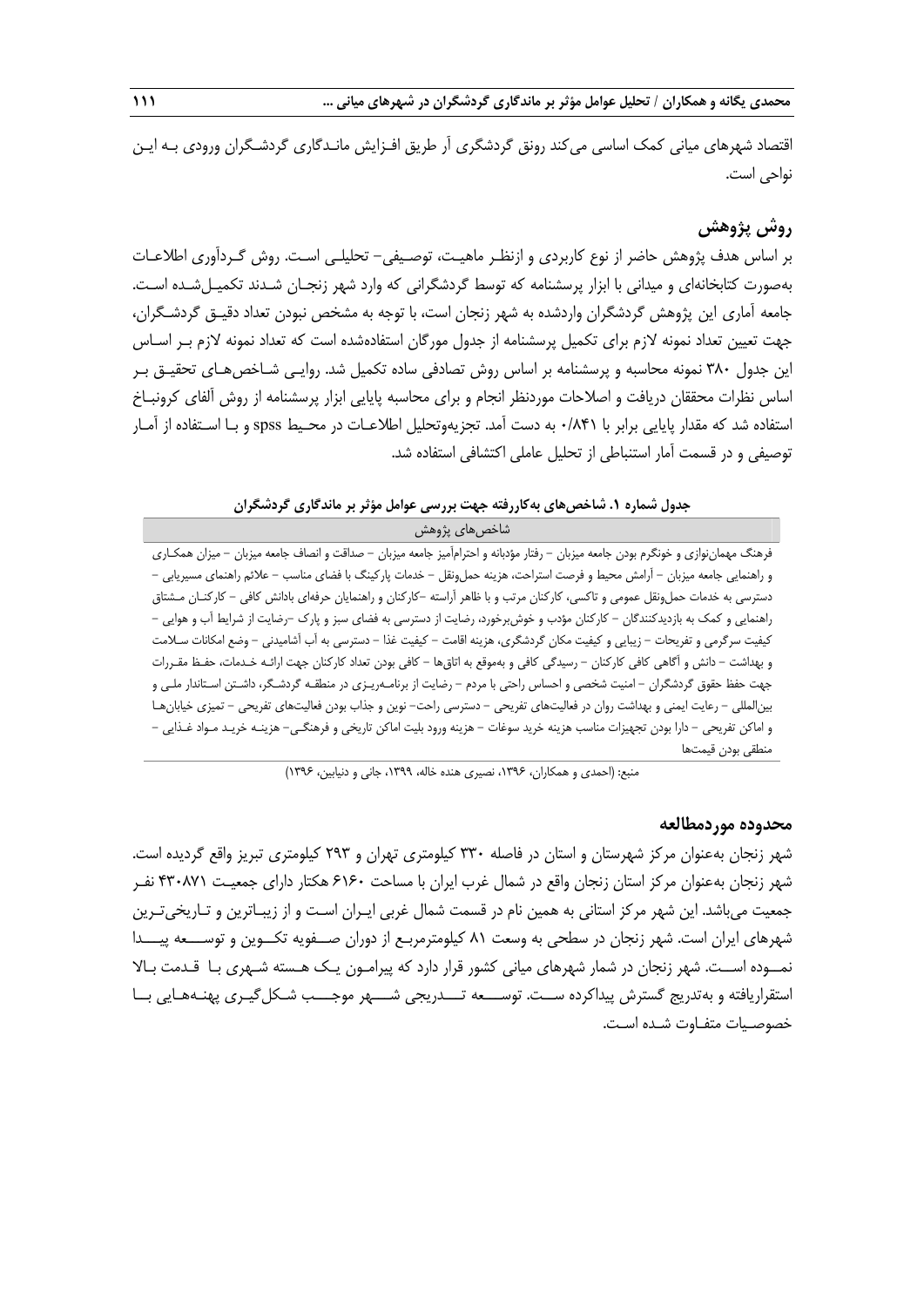اقتصاد شهرهای میانی کمک اساسی می‌کند رونق گردشگری آر طریق افـزایش مانـدگاری گردشـگران ورودی بـه ایـن نواحی است.

## روش پژوهش

بر اساس هدف پژوهش حاضر از نوع کاربردی و ازنظـر ماهیـت، توصـیفی– تحلیلـی اسـت. روش گـردآوری اطلاعـات به‌صورت کتابخانه‌ای و میدانی با ابزار پرسشنامه که توسط گردشگرانی که وارد شهر زنجـان شـدند تکمیـل‌شـده اسـت. جامعه آماری این پژوهش گردشگران واردشده به شهر زنجان است، با توجه به مشخص نبودن تعداد دقیـق گردشـگران، جهت تعیین تعداد نمونه لازم برای تکمیل پرسشنامه از جدول مورگان استفاده‌شده است که تعداد نمونه لازم بـر اسـاس این جدول ۳۸۰ نمونه محاسبه و پرسشنامه بر اساس روش تصادفی ساده تکمیل شد. روایـی شـاخص‌هـای تحقیـق بـر اساس نظرات محققان دریافت و اصلاحات موردنظر انجام و برای محاسبه پایایی ابزار پرسشنامه از روش آلفای کرونبـاخ استفاده شد که مقدار پایایی برابر با ۰/۸۴۱ به دست آمد. تجزیه‌وتحلیل اطلاعـات در محـیط spss و بـا اسـتفاده از آمـار توصیفی و در قسمت آمار استنباطی از تحلیل عاملی اکتشافی استفاده شد.

**جدول شماره ۱. شاخص‌های به‌کاررفته جهت بررسی عوامل مؤثر بر ماندگاری گردشگران**

| شاخص‌های پژوهش |
| --- |
| فرهنگ مهمان‌نوازی و خونگرم بودن جامعه میزبان – رفتار مؤدبانه و احترام‌آمیز جامعه میزبان – صداقت و انصاف جامعه میزبان – میزان همکـاری و راهنمایی جامعه میزبان – آرامش محیط و فرصت استراحت، هزینه حمل‌ونقل – خدمات پارکینگ با فضای مناسب – علائم راهنمای مسیریابی – دسترسی به خدمات حمل‌ونقل عمومی و تاکسی، کارکنان مرتب و با ظاهر آراسته –کارکنان و راهنمایان حرفه‌ای بادانش کافی – کارکنـان مـشتاق راهنمایی و کمک به بازدیدکنندگان – کارکنان مؤدب و خوش‌برخورد، رضایت از دسترسی به فضای سبز و پارک –رضایت از شرایط آب و هوایی – کیفیت سرگرمی و تفریحات – زیبایی و کیفیت مکان گردشگری، هزینه اقامت – کیفیت غذا – دسترسی به آب آشامیدنی – وضع امکانات سـلامت و بهداشت – دانش و آگاهی کافی کارکنان – رسیدگی کافی و به‌موقع به اتاق‌ها – کافی بودن تعداد کارکنان جهت ارائـه خـدمات، حفـظ مقـررات جهت حفظ حقوق گردشگران – امنیت شخصی و احساس راحتی با مردم – رضایت از برنامـه‌ریـزی در منطقـه گردشـگر، داشـتن اسـتاندار ملـی و بین‌المللی – رعایت ایمنی و بهداشت روان در فعالیت‌های تفریحی – دسترسی راحت– نوین و جذاب بودن فعالیت‌های تفریحی – تمیزی خیابان‌هـا و اماکن تفریحی – دارا بودن تجهیزات مناسب هزینه خرید سوغات – هزینه ورود بلیت اماکن تاریخی و فرهنگـی– هزینـه خریـد مـواد غـذایی – منطقی بودن قیمت‌ها |

منبع: (احمدی و همکاران، ۱۳۹۶، نصیری هنده خاله، ۱۳۹۹، جانی و دنیایین، ۱۳۹۶)

## محدوده موردمطالعه

شهر زنجان به‌عنوان مرکز شهرستان و استان در فاصله ۳۳۰ کیلومتری تهران و ۲۹۳ کیلومتری تبریز واقع گردیده است. شهر زنجان به‌عنوان مرکز استان زنجان واقع در شمال غرب ایران با مساحت ۶۱۶۰ هکتار دارای جمعیـت ۴۳۰۸۷۱ نفـر جمعیت می‌باشد. این شهر مرکز استانی به همین نام در قسمت شمال غربی ایـران اسـت و از زیبـاترین و تـاریخی‌تـرین شهرهای ایران است. شهر زنجان در سطحی به وسعت ۸۱ کیلومترمربـع از دوران صـفویه تکـوین و توسـعه پیـدا نمـوده اسـت. شهر زنجان در شمار شهرهای میانی کشور قرار دارد که پیرامـون یـک هـسته شـهری بـا قـدمت بـالا استقراریافته و به‌تدریج گسترش پیداکرده سـت. توسـعه تـدریجی شـهر موجـب شـکل‌گیـری پهنـه‌هـایی بـا خصوصـیات متفـاوت شـده اسـت.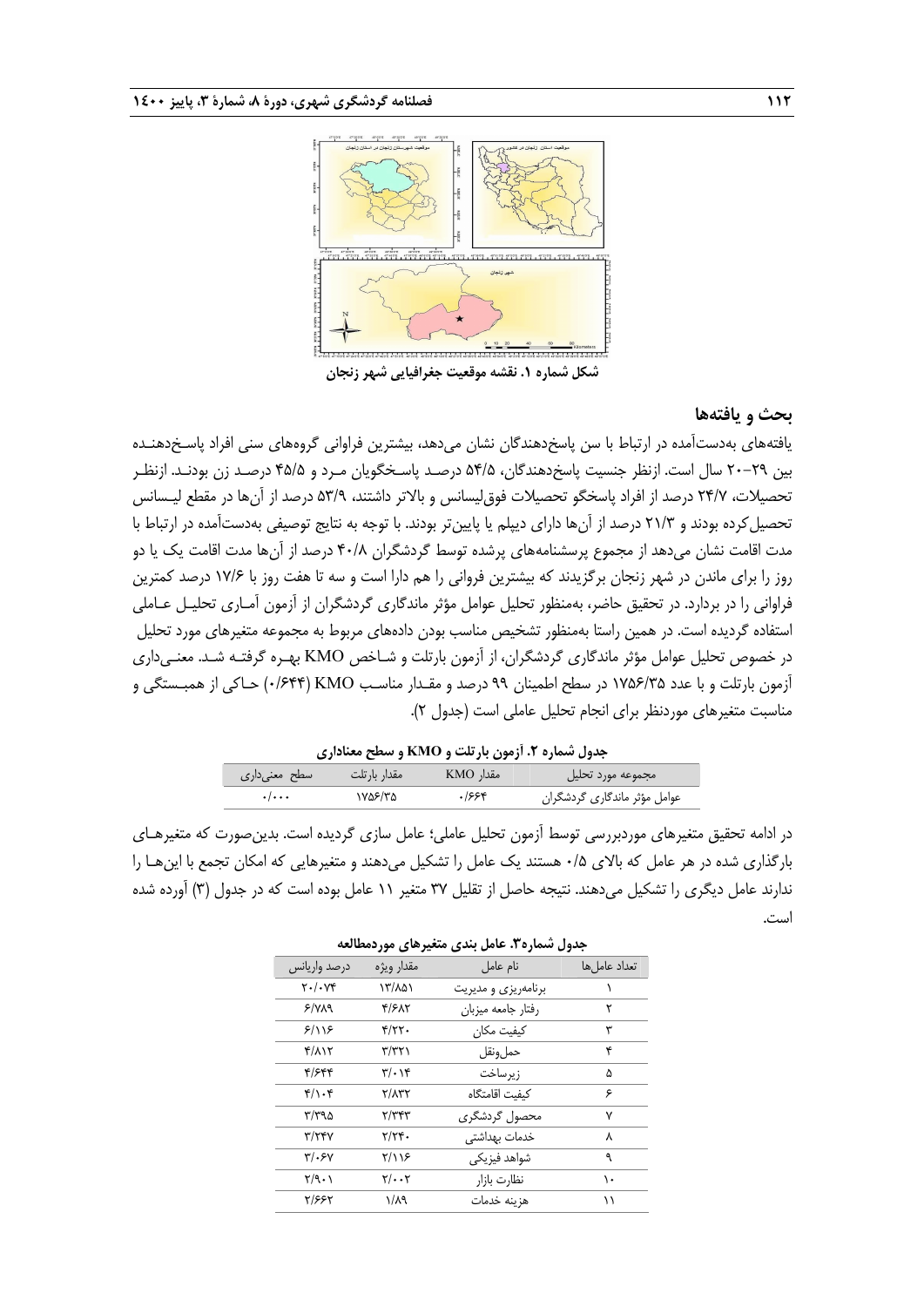شکل شماره ۱. نقشه موقعیت جغرافیایی شهر زنجان

## بحث و یافته‌ها

یافته‌های به‌دست‌آمده در ارتباط با سن پاسخ‌دهندگان نشان می‌دهد، بیشترین فراوانی گروه‌های سنی افراد پاسخ‌دهنده بین ۲۹-۲۰ سال است. ازنظر جنسیت پاسخ‌دهندگان، ۵۴/۵ درصد پاسخگویان مرد و ۴۵/۵ درصد زن بودند. ازنظر تحصیلات، ۲۴/۷ درصد از افراد پاسخگو تحصیلات فوق‌لیسانس و بالاتر داشتند، ۵۳/۹ درصد از آن‌ها در مقطع لیسانس تحصیل‌کرده بودند و ۲۱/۳ درصد از آن‌ها دارای دیپلم یا پایین‌تر بودند. با توجه به نتایج توصیفی به‌دست‌آمده در ارتباط با مدت اقامت نشان می‌دهد از مجموع پرسشنامه‌های پرشده توسط گردشگران ۴۰/۸ درصد از آن‌ها مدت اقامت یک یا دو روز را برای ماندن در شهر زنجان برگزیدند که بیشترین فروانی را هم دارا است و سه تا هفت روز با ۱۷/۶ درصد کمترین فراوانی را در بردارد. در تحقیق حاضر، به‌منظور تحلیل عوامل مؤثر ماندگاری گردشگران از آزمون آماری تحلیل عاملی استفاده گردیده است. در همین راستا به‌منظور تشخیص مناسب بودن داده‌های مربوط به مجموعه متغیرهای مورد تحلیل در خصوص تحلیل عوامل مؤثر ماندگاری گردشگران، از آزمون بارتلت و شاخص KMO بهره گرفته شد. معنی‌داری آزمون بارتلت و با عدد ۱۷۵۶/۳۵ در سطح اطمینان ۹۹ درصد و مقدار مناسب KMO (۰/۶۴۴) حاکی از همبستگی و مناسبت متغیرهای موردنظر برای انجام تحلیل عاملی است (جدول ۲).

**جدول شماره ۲. آزمون بارتلت و KMO و سطح معناداری**

| مجموعه مورد تحلیل | مقدار KMO | مقدار بارتلت | سطح معنی‌داری |
|---|---|---|---|
| عوامل مؤثر ماندگاری گردشگران | ۰/۶۶۴ | ۱۷۵۶/۳۵ | ۰/۰۰۰ |

در ادامه تحقیق متغیرهای موردبررسی توسط آزمون تحلیل عاملی؛ عامل سازی گردیده است. بدین‌صورت که متغیرهای بارگذاری شده در هر عامل که بالای ۰/۵ هستند یک عامل را تشکیل می‌دهند و متغیرهایی که امکان تجمع با این‌ها را ندارند عامل دیگری را تشکیل می‌دهند. نتیجه حاصل از تقلیل ۳۷ متغیر ۱۱ عامل بوده است که در جدول (۳) آورده شده است.

**جدول شماره۳. عامل بندی متغیرهای موردمطالعه**

| تعداد عامل‌ها | نام عامل | مقدار ویژه | درصد واریانس |
|---|---|---|---|
| ۱ | برنامه‌ریزی و مدیریت | ۱۳/۸۵۱ | ۲۰/۰۷۴ |
| ۲ | رفتار جامعه میزبان | ۴/۶۸۲ | ۶/۷۸۹ |
| ۳ | کیفیت مکان | ۴/۲۲۰ | ۶/۱۱۶ |
| ۴ | حمل‌ونقل | ۳/۳۲۱ | ۴/۸۱۲ |
| ۵ | زیرساخت | ۳/۰۱۴ | ۴/۶۴۴ |
| ۶ | کیفیت اقامتگاه | ۲/۸۳۲ | ۴/۱۰۴ |
| ۷ | محصول گردشگری | ۲/۳۴۳ | ۳/۳۹۵ |
| ۸ | خدمات بهداشتی | ۲/۲۴۰ | ۳/۲۴۷ |
| ۹ | شواهد فیزیکی | ۲/۱۱۶ | ۳/۰۶۷ |
| ۱۰ | نظارت بازار | ۲/۰۰۲ | ۲/۹۰۱ |
| ۱۱ | هزینه خدمات | ۱/۸۹ | ۲/۶۶۲ |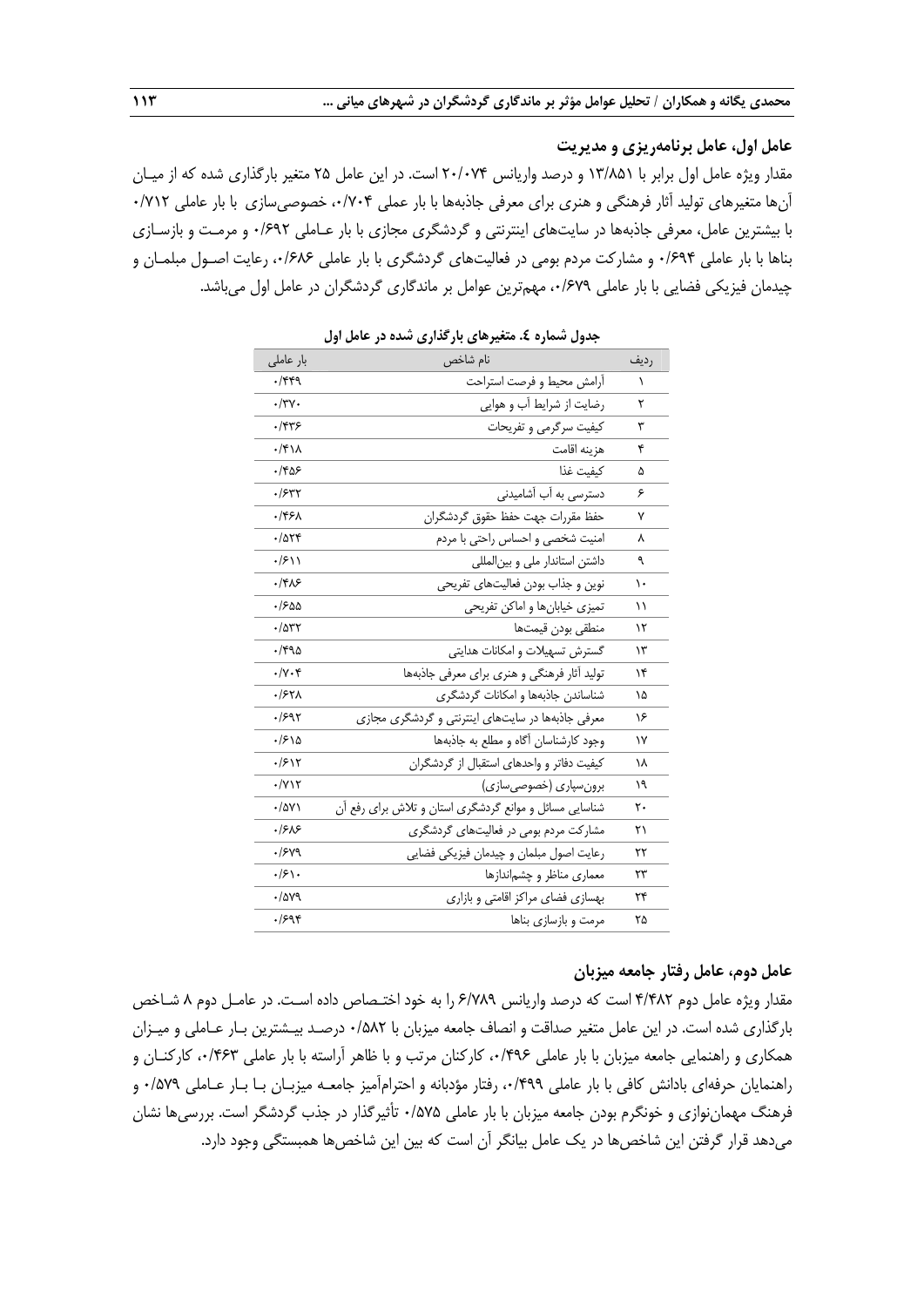### عامل اول، عامل برنامه‌ریزی و مدیریت

مقدار ویژه عامل اول برابر با ۱۳/۸۵۱ و درصد واریانس ۲۰/۰۷۴ است. در این عامل ۲۵ متغیر بارگذاری شده که از میان آن‌ها متغیرهای تولید آثار فرهنگی و هنری برای معرفی جاذبه‌ها با بار عملی ۰/۷۰۴، خصوصی‌سازی با بار عاملی ۰/۷۱۲ با بیشترین بار عامل، معرفی جاذبه‌ها در سایت‌های اینترنتی و گردشگری مجازی با بار عاملی ۰/۶۹۲ و مرمت و بازسازی بناها با بار عاملی ۰/۶۹۴ و مشارکت مردم بومی در فعالیت‌های گردشگری با بار عاملی ۰/۶۸۶، رعایت اصول مبلمان و چیدمان فیزیکی فضایی با بار عاملی ۰/۶۷۹، مهم‌ترین عوامل بر ماندگاری گردشگران در عامل اول می‌باشد.

جدول شماره ٤. متغیرهای بارگذاری شده در عامل اول

| ردیف | نام شاخص | بار عاملی |
|---|---|---|
| ۱ | آرامش محیط و فرصت استراحت | ۰/۴۴۹ |
| ۲ | رضایت از شرایط آب و هوایی | ۰/۳۷۰ |
| ۳ | کیفیت سرگرمی و تفریحات | ۰/۴۳۶ |
| ۴ | هزینه اقامت | ۰/۴۱۸ |
| ۵ | کیفیت غذا | ۰/۴۵۶ |
| ۶ | دسترسی به آب آشامیدنی | ۰/۶۳۲ |
| ۷ | حفظ مقررات جهت حفظ حقوق گردشگران | ۰/۴۶۸ |
| ۸ | امنیت شخصی و احساس راحتی با مردم | ۰/۵۲۴ |
| ۹ | داشتن استاندار ملی و بین‌المللی | ۰/۶۱۱ |
| ۱۰ | نوین و جذاب بودن فعالیت‌های تفریحی | ۰/۴۸۶ |
| ۱۱ | تمیزی خیابان‌ها و اماکن تفریحی | ۰/۶۵۵ |
| ۱۲ | منطقی بودن قیمت‌ها | ۰/۵۳۲ |
| ۱۳ | گسترش تسهیلات و امکانات هدایتی | ۰/۴۹۵ |
| ۱۴ | تولید آثار فرهنگی و هنری برای معرفی جاذبه‌ها | ۰/۷۰۴ |
| ۱۵ | شناساندن جاذبه‌ها و امکانات گردشگری | ۰/۶۲۸ |
| ۱۶ | معرفی جاذبه‌ها در سایت‌های اینترنتی و گردشگری مجازی | ۰/۶۹۲ |
| ۱۷ | وجود کارشناسان آگاه و مطلع به جاذبه‌ها | ۰/۶۱۵ |
| ۱۸ | کیفیت دفاتر و واحدهای استقبال از گردشگران | ۰/۶۱۲ |
| ۱۹ | برون‌سپاری (خصوصی‌سازی) | ۰/۷۱۲ |
| ۲۰ | شناسایی مسائل و موانع گردشگری استان و تلاش برای رفع آن | ۰/۵۷۱ |
| ۲۱ | مشارکت مردم بومی در فعالیت‌های گردشگری | ۰/۶۸۶ |
| ۲۲ | رعایت اصول مبلمان و چیدمان فیزیکی فضایی | ۰/۶۷۹ |
| ۲۳ | معماری مناظر و چشم‌اندازها | ۰/۶۱۰ |
| ۲۴ | بهسازی فضای مراکز اقامتی و بازاری | ۰/۵۷۹ |
| ۲۵ | مرمت و بازسازی بناها | ۰/۶۹۴ |

### عامل دوم، عامل رفتار جامعه میزبان

مقدار ویژه عامل دوم ۴/۴۸۲ است که درصد واریانس ۶/۷۸۹ را به خود اختصاص داده است. در عامل دوم ۸ شاخص بارگذاری شده است. در این عامل متغیر صداقت و انصاف جامعه میزبان با ۰/۵۸۲ درصد بیشترین بار عاملی و میزان همکاری و راهنمایی جامعه میزبان با بار عاملی ۰/۴۹۶، کارکنان مرتب و با ظاهر آراسته با بار عاملی ۰/۴۶۳، کارکنان و راهنمایان حرفه‌ای بادانش کافی با بار عاملی ۰/۴۹۹، رفتار مؤدبانه و احترام‌آمیز جامعه میزبان با بار عاملی ۰/۵۷۹ و فرهنگ مهمان‌نوازی و خونگرم بودن جامعه میزبان با بار عاملی ۰/۵۷۵ تأثیرگذار در جذب گردشگر است. بررسی‌ها نشان می‌دهد قرار گرفتن این شاخص‌ها در یک عامل بیانگر آن است که بین این شاخص‌ها همبستگی وجود دارد.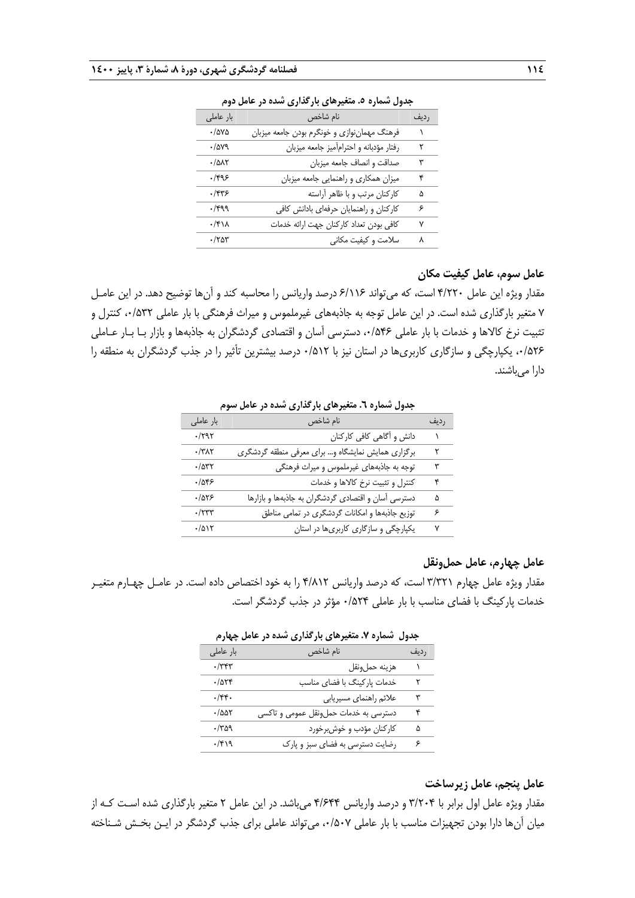**جدول شماره ۵. متغیرهای بارگذاری شده در عامل دوم**

| ردیف | نام شاخص | بار عاملی |
|---|---|---|
| ۱ | فرهنگ مهمان‌نوازی و خونگرم بودن جامعه میزبان | ۰/۵۷۵ |
| ۲ | رفتار مؤدبانه و احترام‌آمیز جامعه میزبان | ۰/۵۷۹ |
| ۳ | صداقت و انصاف جامعه میزبان | ۰/۵۸۲ |
| ۴ | میزان همکاری و راهنمایی جامعه میزبان | ۰/۴۹۶ |
| ۵ | کارکنان مرتب و با ظاهر آراسته | ۰/۴۳۶ |
| ۶ | کارکنان و راهنمایان حرفه‌ای بادانش کافی | ۰/۴۹۹ |
| ۷ | کافی بودن تعداد کارکنان جهت ارائه خدمات | ۰/۴۱۸ |
| ۸ | سلامت و کیفیت مکانی | ۰/۲۵۳ |

### عامل سوم، عامل کیفیت مکان

مقدار ویژه این عامل ۴/۲۲۰ است، که می‌تواند ۶/۱۱۶ درصد واریانس را محاسبه کند و آن‌ها توضیح دهد. در این عامل ۷ متغیر بارگذاری شده است. در این عامل توجه به جاذبه‌های غیرملموس و میراث فرهنگی با بار عاملی ۰/۵۳۲، کنترل و تثبیت نرخ کالاها و خدمات با بار عاملی ۰/۵۴۶، دسترسی آسان و اقتصادی گردشگران به جاذبه‌ها و بازار با بار عاملی ۰/۵۲۶، یکپارچگی و سازگاری کاربری‌ها در استان نیز با ۰/۵۱۲ درصد بیشترین تأثیر را در جذب گردشگران به منطقه را دارا می‌باشند.

**جدول شماره ٦. متغیرهای بارگذاری شده در عامل سوم**

| ردیف | نام شاخص | بار عاملی |
|---|---|---|
| ۱ | دانش و آگاهی کافی کارکنان | ۰/۲۹۲ |
| ۲ | برگزاری همایش نمایشگاه و... برای معرفی منطقه گردشگری | ۰/۳۸۲ |
| ۳ | توجه به جاذبه‌های غیرملموس و میراث فرهنگی | ۰/۵۳۲ |
| ۴ | کنترل و تثبیت نرخ کالاها و خدمات | ۰/۵۴۶ |
| ۵ | دسترسی آسان و اقتصادی گردشگران به جاذبه‌ها و بازارها | ۰/۵۲۶ |
| ۶ | توزیع جاذبه‌ها و امکانات گردشگری در تمامی مناطق | ۰/۲۳۳ |
| ۷ | یکپارچگی و سازگاری کاربری‌ها در استان | ۰/۵۱۲ |

### عامل چهارم، عامل حمل‌ونقل

مقدار ویژه عامل چهارم ۳/۳۲۱ است، که درصد واریانس ۴/۸۱۲ را به خود اختصاص داده است. در عامل چهارم متغیر خدمات پارکینگ با فضای مناسب با بار عاملی ۰/۵۲۴ مؤثر در جذب گردشگر است.

**جدول شماره ۷. متغیرهای بارگذاری شده در عامل چهارم**

| ردیف | نام شاخص | بار عاملی |
|---|---|---|
| ۱ | هزینه حمل‌ونقل | ۰/۳۴۳ |
| ۲ | خدمات پارکینگ با فضای مناسب | ۰/۵۲۴ |
| ۳ | علائم راهنمای مسیریابی | ۰/۴۴۰ |
| ۴ | دسترسی به خدمات حمل‌ونقل عمومی و تاکسی | ۰/۵۵۲ |
| ۵ | کارکنان مؤدب و خوش‌برخورد | ۰/۳۵۹ |
| ۶ | رضایت دسترسی به فضای سبز و پارک | ۰/۴۱۹ |

### عامل پنجم، عامل زیرساخت

مقدار ویژه عامل اول برابر با ۳/۲۰۴ و درصد واریانس ۴/۶۴۴ می‌باشد. در این عامل ۲ متغیر بارگذاری شده است که از میان آن‌ها دارا بودن تجهیزات مناسب با بار عاملی ۰/۵۰۷، می‌تواند عاملی برای جذب گردشگر در این بخش شناخته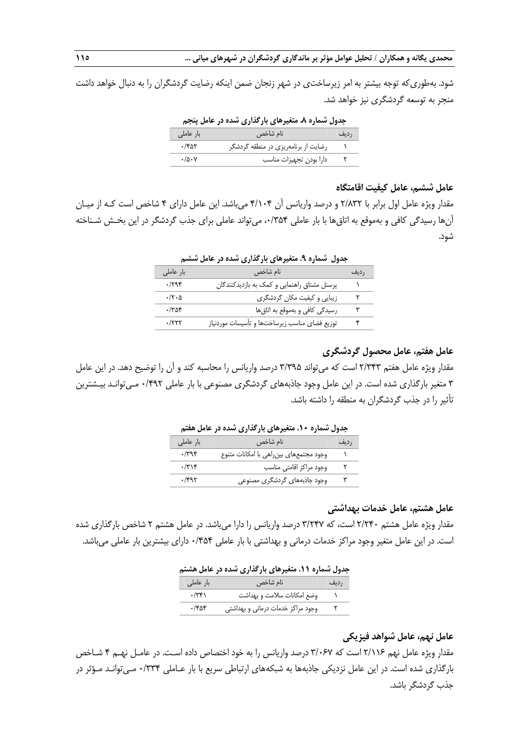شود. به‌طوری‌که توجه بیشتر به امر زیرساخت‌ی در شهر زنجان ضمن اینکه رضایت گردشگران را به دنبال خواهد داشت منجر به توسعه گردشگری نیز خواهد شد.

**جدول شماره ۸. متغیرهای بارگذاری شده در عامل پنجم**

| ردیف | نام شاخص | بار عاملی |
|---|---|---|
| ۱ | رضایت از برنامه‌ریزی در منطقه گردشگر | ۰/۴۵۲ |
| ۲ | دارا بودن تجهیزات مناسب | ۰/۵۰۷ |

### عامل ششم، عامل کیفیت اقامتگاه

مقدار ویژه عامل اول برابر با ۲/۸۳۲ و درصد واریانس آن ۴/۱۰۴ می‌باشد. این عامل دارای ۴ شاخص است کـه از میـان آن‌ها رسیدگی کافی و به‌موقع به اتاق‌ها با بار عاملی ۰/۳۵۴، می‌تواند عاملی برای جذب گردشگر در این بخـش شـناخته شود.

**جدول شماره ۹. متغیرهای بارگذاری شده در عامل ششم**

| ردیف | نام شاخص | بار عاملی |
|---|---|---|
| ۱ | پرسنل مشتاق راهنمایی و کمک به بازدیدکنندگان | ۰/۲۹۴ |
| ۲ | زیبایی و کیفیت مکان گردشگری | ۰/۲۰۵ |
| ۳ | رسیدگی کافی و به‌موقع به اتاق‌ها | ۰/۳۵۴ |
| ۴ | توزیع فضای مناسب زیرساخت‌ها و تأسیسات موردنیاز | ۰/۲۲۲ |

### عامل هفتم، عامل محصول گردشگری

مقدار ویژه عامل هفتم ۲/۳۴۳ است که می‌تواند ۳/۳۹۵ درصد واریانس را محاسبه کند و آن را توضیح دهد. در این عامل ۳ متغیر بارگذاری شده است. در این عامل وجود جاذبه‌های گردشگری مصنوعی با بار عاملی ۰/۴۹۲ مـی‌توانـد بیـشترین تأثیر را در جذب گردشگران به منطقه را داشته باشد.

**جدول شماره ۱۰. متغیرهای بارگذاری شده در عامل هفتم**

| ردیف | نام شاخص | بار عاملی |
|---|---|---|
| ۱ | وجود مجتمع‌های بین‌راهی با امکانات متنوع | ۰/۳۹۴ |
| ۲ | وجود مراکز اقامتی مناسب | ۰/۳۱۴ |
| ۳ | وجود جاذبه‌های گردشگری مصنوعی | ۰/۴۹۲ |

### عامل هشتم، عامل خدمات بهداشتی

مقدار ویژه عامل هشتم ۲/۲۴۰ است، که ۳/۲۴۷ درصد واریانس را دارا می‌باشد. در عامل هشتم ۲ شاخص بارگذاری شده است. در این عامل متغیر وجود مراکز خدمات درمانی و بهداشتی با بار عاملی ۰/۴۵۴ دارای بیشترین بار عاملی می‌باشد.

**جدول شماره ۱۱. متغیرهای بارگذاری شده در عامل هشتم**

| ردیف | نام شاخص | بار عاملی |
|---|---|---|
| ۱ | وضع امکانات سلامت و بهداشت | ۰/۳۴۱ |
| ۲ | وجود مراکز خدمات درمانی و بهداشتی | ۰/۴۵۴ |

### عامل نهم، عامل شواهد فیزیکی

مقدار ویژه عامل نهم ۲/۱۱۶ است که ۳/۰۶۷ درصد واریانس را به خود اختصاص داده اسـت. در عامـل نهـم ۴ شـاخص بارگذاری شده است. در این عامل نزدیکی جاذبه‌ها به شبکه‌های ارتباطی سریع با بار عـاملی ۰/۳۳۴ مـی‌توانـد مـؤثر در جذب گردشگر باشد.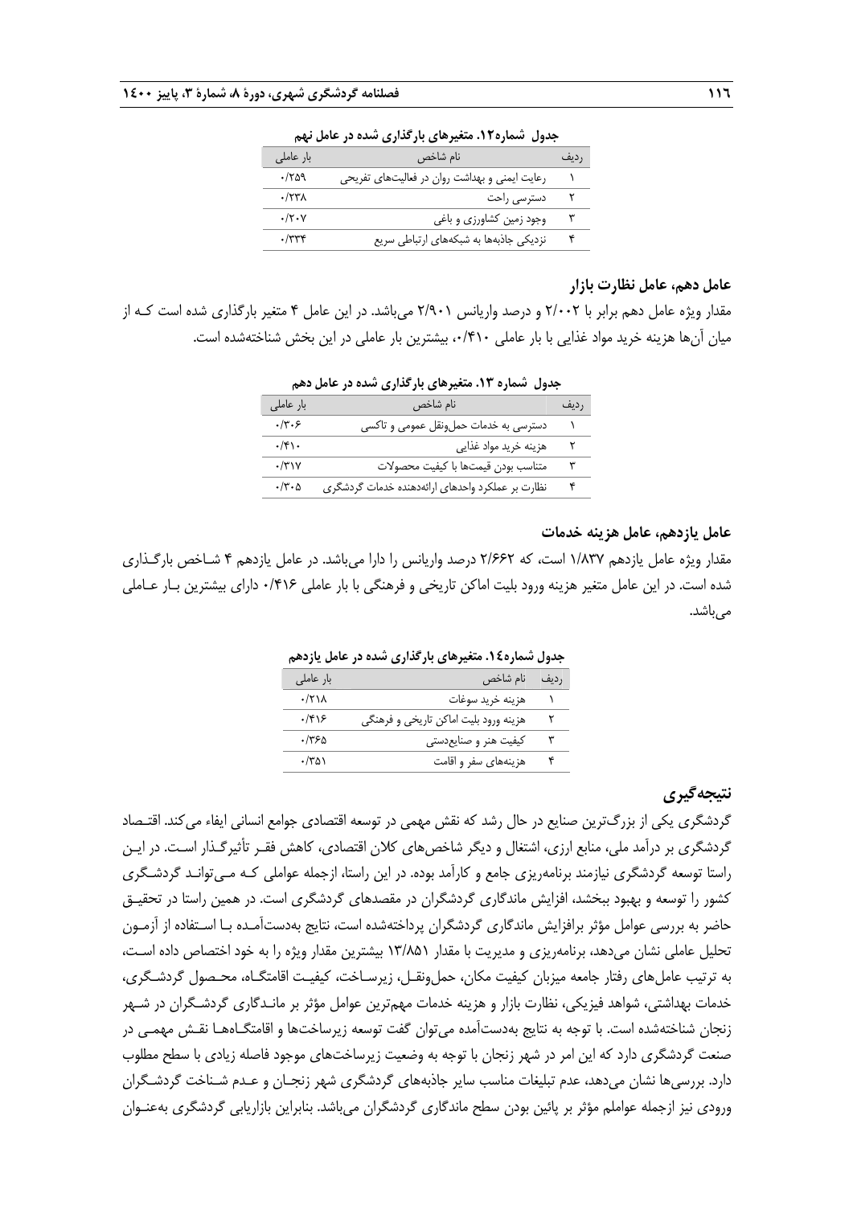**جدول شماره۱۲. متغیرهای بارگذاری شده در عامل نهم**

| ردیف | نام شاخص | بار عاملی |
|---|---|---|
| ۱ | رعایت ایمنی و بهداشت روان در فعالیت‌های تفریحی | ۰/۲۵۹ |
| ۲ | دسترسی راحت | ۰/۲۳۸ |
| ۳ | وجود زمین کشاورزی و باغی | ۰/۲۰۷ |
| ۴ | نزدیکی جاذبه‌ها به شبکه‌های ارتباطی سریع | ۰/۳۳۴ |

### عامل دهم، عامل نظارت بازار

مقدار ویژه عامل دهم برابر با ۲/۰۰۲ و درصد واریانس ۲/۹۰۱ می‌باشد. در این عامل ۴ متغیر بارگذاری شده است کـه از میان آن‌ها هزینه خرید مواد غذایی با بار عاملی ۰/۴۱۰، بیشترین بار عاملی در این بخش شناخته‌شده است.

**جدول شماره ۱۳. متغیرهای بارگذاری شده در عامل دهم**

| ردیف | نام شاخص | بار عاملی |
|---|---|---|
| ۱ | دسترسی به خدمات حمل‌ونقل عمومی و تاکسی | ۰/۳۰۶ |
| ۲ | هزینه خرید مواد غذایی | ۰/۴۱۰ |
| ۳ | متناسب بودن قیمت‌ها با کیفیت محصولات | ۰/۳۱۷ |
| ۴ | نظارت بر عملکرد واحدهای ارائه‌دهنده خدمات گردشگری | ۰/۳۰۵ |

### عامل یازدهم، عامل هزینه خدمات

مقدار ویژه عامل یازدهم ۱/۸۳۷ است، که ۲/۶۶۲ درصد واریانس را دارا می‌باشد. در عامل یازدهم ۴ شـاخص بارگـذاری شده است. در این عامل متغیر هزینه ورود بلیت اماکن تاریخی و فرهنگی با بار عاملی ۰/۴۱۶ دارای بیشترین بـار عـاملی می‌باشد.

**جدول شماره۱٤. متغیرهای بارگذاری شده در عامل یازدهم**

| ردیف | نام شاخص | بار عاملی |
|---|---|---|
| ۱ | هزینه خرید سوغات | ۰/۲۱۸ |
| ۲ | هزینه ورود بلیت اماکن تاریخی و فرهنگی | ۰/۴۱۶ |
| ۳ | کیفیت هنر و صنایع‌دستی | ۰/۳۶۵ |
| ۴ | هزینه‌های سفر و اقامت | ۰/۳۵۱ |

## نتیجه‌گیری

گردشگری یکی از بزرگ‌ترین صنایع در حال رشد که نقش مهمی در توسعه اقتصادی جوامع انسانی ایفاء می‌کند. اقتـصاد گردشگری بر درآمد ملی، منابع ارزی، اشتغال و دیگر شاخص‌های کلان اقتصادی، کاهش فقـر تأثیرگـذار اسـت. در ایـن راستا توسعه گردشگری نیازمند برنامه‌ریزی جامع و کارآمد بوده. در این راستا، ازجمله عواملی کـه مـی‌توانـد گردشـگری کشور را توسعه و بهبود ببخشد، افزایش ماندگاری گردشگران در مقصدهای گردشگری است. در همین راستا در تحقیـق حاضر به بررسی عوامل مؤثر برافزایش ماندگاری گردشگران پرداخته‌شده است، نتایج به‌دست‌آمـده بـا اسـتفاده از آزمـون تحلیل عاملی نشان می‌دهد، برنامه‌ریزی و مدیریت با مقدار ۱۳/۸۵۱ بیشترین مقدار ویژه را به خود اختصاص داده اسـت، به ترتیب عامل‌های رفتار جامعه میزبان کیفیت مکان، حمل‌ونقـل، زیرسـاخت، کیفیـت اقامتگـاه، محـصول گردشـگری، خدمات بهداشتی، شواهد فیزیکی، نظارت بازار و هزینه خدمات مهم‌ترین عوامل مؤثر بر مانـدگاری گردشـگران در شـهر زنجان شناخته‌شده است. با توجه به نتایج به‌دست‌آمده می‌توان گفت توسعه زیرساخت‌ها و اقامتگـاه‌هـا نقـش مهمـی در صنعت گردشگری دارد که این امر در شهر زنجان با توجه به وضعیت زیرساخت‌های موجود فاصله زیادی با سطح مطلوب دارد. بررسی‌ها نشان می‌دهد، عدم تبلیغات مناسب سایر جاذبه‌های گردشگری شهر زنجـان و عـدم شـناخت گردشـگران ورودی نیز ازجمله عواملم مؤثر بر پائین بودن سطح ماندگاری گردشگران می‌باشد. بنابراین بازاریابی گردشگری به‌عنـوان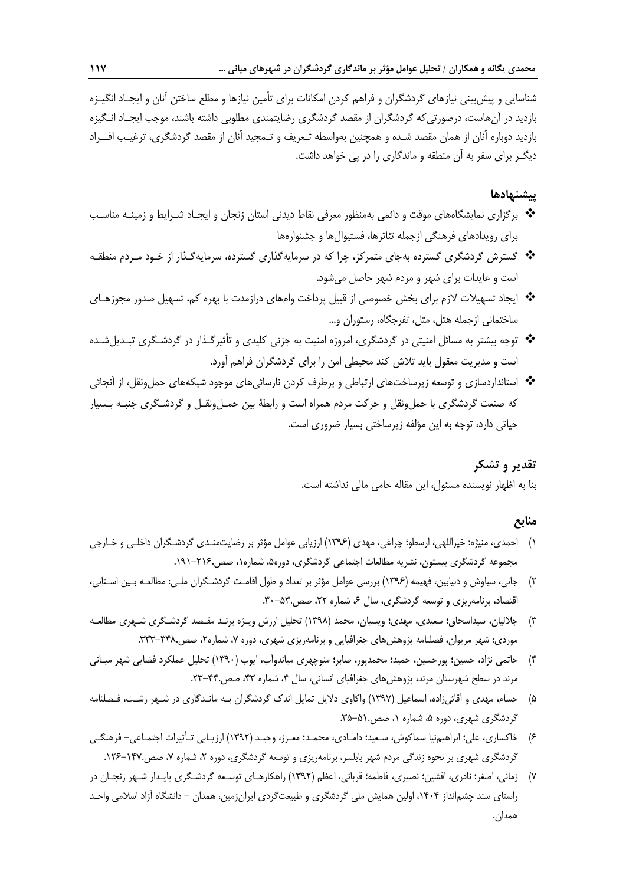شناسایی و پیش‌بینی نیازهای گردشگران و فراهم کردن امکانات برای تأمین نیازها و مطلع ساختن آنان و ایجـاد انگیـزه بازدید در آن‌هاست، درصورتی‌که گردشگران از مقصد گردشگری رضایتمندی مطلوبی داشته باشند، موجب ایجـاد انـگیزه بازدید دوباره آنان از همان مقصد شـده و همچنین به‌واسطه تـعریف و تـمجید آنان از مقصد گردشگری، ترغیـب افـــراد دیگـر برای سفر به آن منطقه و ماندگاری را در پی خواهد داشت.

## پیشنهادها

- برگزاری نمایشگاه‌های موقت و دائمی به‌منظور معرفی نقاط دیدنی استان زنجان و ایجـاد شـرایط و زمینـه مناسـب برای رویدادهای فرهنگی ازجمله تئاترها، فستیوال‌ها و جشنواره‌ها
- گسترش گردشگری گسترده به‌جای متمرکز، چرا که در سرمایه‌گذاری گسترده، سرمایه‌گـذار از خـود مـردم منطقـه است و عایدات برای شهر و مردم شهر حاصل می‌شود.
- ایجاد تسهیلات لازم برای بخش خصوصی از قبیل پرداخت وام‌های درازمدت با بهره کم، تسهیل صدور مجوزهـای ساختمانی ازجمله هتل، متل، تفرجگاه، رستوران و...
- توجه بیشتر به مسائل امنیتی در گردشگری، امروزه امنیت به جزئی کلیدی و تأثیرگـذار در گردشـگری تبـدیل‌شـده است و مدیریت معقول باید تلاش کند محیطی امن را برای گردشگران فراهم آورد.
- استانداردسازی و توسعه زیرساخت‌های ارتباطی و برطرف کردن نارسائی‌های موجود شبکه‌های حمل‌ونقل، از آنجائی که صنعت گردشگری با حمل‌ونقل و حرکت مردم همراه است و رابطهٔ بین حمـل‌ونقـل و گردشـگری جنبـه بـسیار حیاتی دارد، توجه به این مؤلفه زیرساختی بسیار ضروری است.

## تقدیر و تشکر

بنا به اظهار نویسنده مسئول، این مقاله حامی مالی نداشته است.

## منابع

۱) احمدی، منیژه؛ خیراللهی، ارسطو؛ چراغی، مهدی (۱۳۹۶) ارزیابی عوامل مؤثر بر رضایت‌منـدی گردشـگران داخلـی و خـارجی مجموعه گردشگری بیستون، نشریه مطالعات اجتماعی گردشگری، دوره۵، شماره۱، صص.۲۱۶-۱۹۱.

۲) جانی، سیاوش و دنیایین، فهیمه (۱۳۹۶) بررسی عوامل مؤثر بر تعداد و طول اقامـت گردشـگران ملـی: مطالعـه بـین اسـتانی، اقتصاد، برنامه‌ریزی و توسعه گردشگری، سال ۶، شماره ۲۲، صص.۵۳-۳۰.

۳) جلالیان، سیداسحاق؛ سعیدی، مهدی؛ ویسیان، محمد (۱۳۹۸) تحلیل ارزش ویـژه برنـد مقـصد گردشـگری شـهری مطالعـه موردی: شهر مریوان، فصلنامه پژوهش‌های جغرافیایی و برنامه‌ریزی شهری، دوره ۷، شماره۲، صص.۳۴۸-۳۳۳.

۴) حاتمی نژاد، حسین؛ پورحسین، حمید؛ محمدپور، صابر؛ منوچهری میاندوآب، ایوب (۱۳۹۰) تحلیل عملکرد فضایی شهر میـانی مرند در سطح شهرستان مرند، پژوهش‌های جغرافیای انسانی، سال ۴، شماره ۴۳، صص.۴۴-۲۳.

۵) حسام، مهدی و آقائی‌زاده، اسماعیل (۱۳۹۷) واکاوی دلایل تمایل اندک گردشگران بـه مانـدگاری در شـهر رشـت، فـصلنامه گردشگری شهری، دوره ۵، شماره ۱، صص.۵۱-۳۵.

۶) خاکساری، علی؛ ابراهیم‌نیا سماکوش، سـعید؛ دامـادی، محمـد؛ معـزز، وحیـد (۱۳۹۲) ارزیـابی تـأثیرات اجتمـاعی- فرهنگـی گردشگری شهری بر نحوه زندگی مردم شهر بابلسر، برنامه‌ریزی و توسعه گردشگری، دوره ۲، شماره ۷، صص.۱۴۷-۱۲۶.

۷) زمانی، اصغر؛ نادری، افشین؛ نصیری، فاطمه؛ قربانی، اعظم (۱۳۹۲) راهکارهـای توسـعه گردشـگری پایـدار شـهر زنجـان در راستای سند چشم‌انداز ۱۴۰۴، اولین همایش ملی گردشگری و طبیعت‌گردی ایران‌زمین، همدان – دانشگاه آزاد اسلامی واحـد همدان.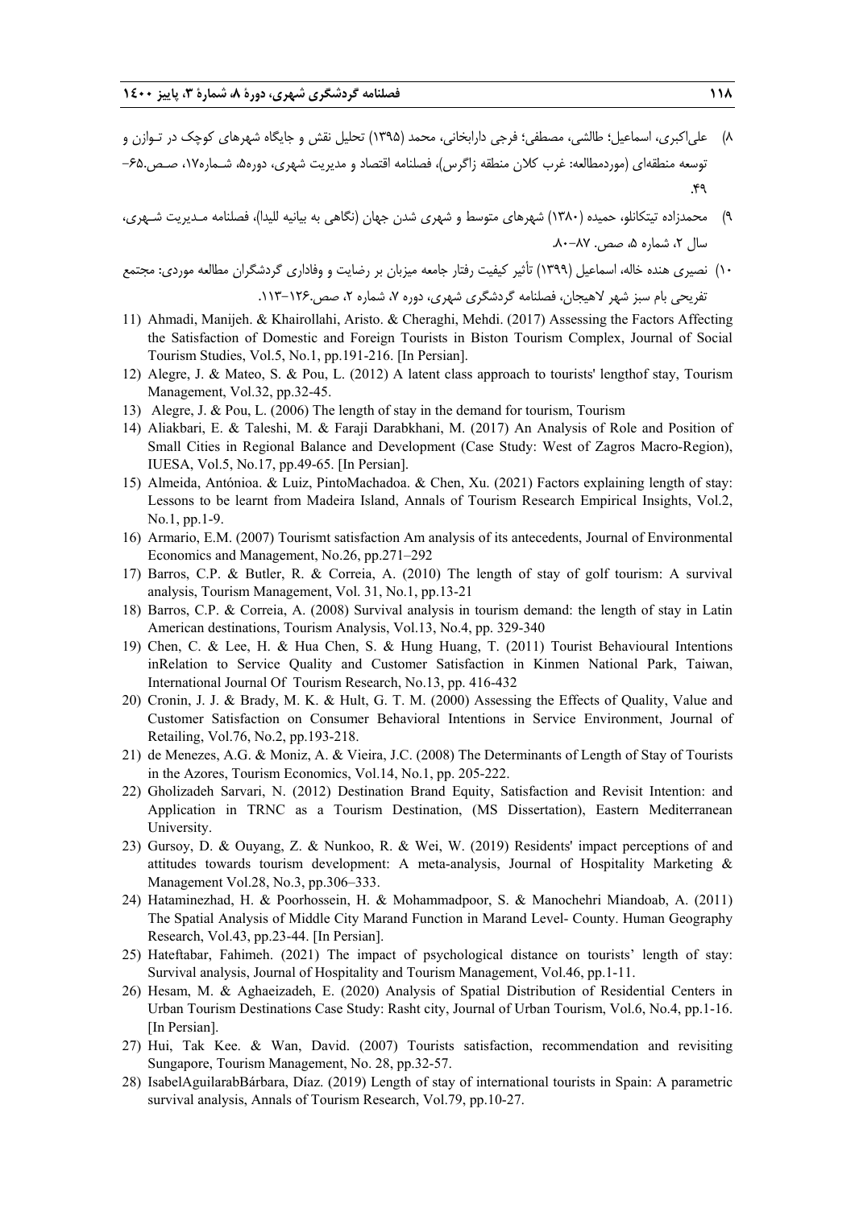۸) علی‌اکبری، اسماعیل؛ طالشی، مصطفی؛ فرجی دارابخانی، محمد (۱۳۹۵) تحلیل نقش و جایگاه شهرهای کوچک در تـوازن و توسعه منطقه‌ای (موردمطالعه: غرب کلان منطقه زاگرس)، فصلنامه اقتصاد و مدیریت شهری، دوره۵، شـماره۱۷، صـص.۶۵-۴۹.

۹) محمدزاده تیتکانلو، حمیده (۱۳۸۰) شهرهای متوسط و شهری شدن جهان (نگاهی به بیانیه للیدا)، فصلنامه مـدیریت شـهری، سال ۲، شماره ۵، صص. ۸۷-۸۰.

۱۰) نصیری هنده خاله، اسماعیل (۱۳۹۹) تأثیر کیفیت رفتار جامعه میزبان بر رضایت و وفاداری گردشگران مطالعه موردی: مجتمع تفریحی بام سبز شهر لاهیجان، فصلنامه گردشگری شهری، دوره ۷، شماره ۲، صص.۱۲۶-۱۱۳.

11) Ahmadi, Manijeh. & Khairollahi, Aristo. & Cheraghi, Mehdi. (2017) Assessing the Factors Affecting the Satisfaction of Domestic and Foreign Tourists in Biston Tourism Complex, Journal of Social Tourism Studies, Vol.5, No.1, pp.191-216. [In Persian].

12) Alegre, J. & Mateo, S. & Pou, L. (2012) A latent class approach to tourists' lengthof stay, Tourism Management, Vol.32, pp.32-45.

13) Alegre, J. & Pou, L. (2006) The length of stay in the demand for tourism, Tourism

14) Aliakbari, E. & Taleshi, M. & Faraji Darabkhani, M. (2017) An Analysis of Role and Position of Small Cities in Regional Balance and Development (Case Study: West of Zagros Macro-Region), IUESA, Vol.5, No.17, pp.49-65. [In Persian].

15) Almeida, Antónioa. & Luiz, PintoMachadoa. & Chen, Xu. (2021) Factors explaining length of stay: Lessons to be learnt from Madeira Island, Annals of Tourism Research Empirical Insights, Vol.2, No.1, pp.1-9.

16) Armario, E.M. (2007) Tourismt satisfaction Am analysis of its antecedents, Journal of Environmental Economics and Management, No.26, pp.271–292

17) Barros, C.P. & Butler, R. & Correia, A. (2010) The length of stay of golf tourism: A survival analysis, Tourism Management, Vol. 31, No.1, pp.13-21

18) Barros, C.P. & Correia, A. (2008) Survival analysis in tourism demand: the length of stay in Latin American destinations, Tourism Analysis, Vol.13, No.4, pp. 329-340

19) Chen, C. & Lee, H. & Hua Chen, S. & Hung Huang, T. (2011) Tourist Behavioural Intentions inRelation to Service Quality and Customer Satisfaction in Kinmen National Park, Taiwan, International Journal Of Tourism Research, No.13, pp. 416-432

20) Cronin, J. J. & Brady, M. K. & Hult, G. T. M. (2000) Assessing the Effects of Quality, Value and Customer Satisfaction on Consumer Behavioral Intentions in Service Environment, Journal of Retailing, Vol.76, No.2, pp.193-218.

21) de Menezes, A.G. & Moniz, A. & Vieira, J.C. (2008) The Determinants of Length of Stay of Tourists in the Azores, Tourism Economics, Vol.14, No.1, pp. 205-222.

22) Gholizadeh Sarvari, N. (2012) Destination Brand Equity, Satisfaction and Revisit Intention: and Application in TRNC as a Tourism Destination, (MS Dissertation), Eastern Mediterranean University.

23) Gursoy, D. & Ouyang, Z. & Nunkoo, R. & Wei, W. (2019) Residents' impact perceptions of and attitudes towards tourism development: A meta-analysis, Journal of Hospitality Marketing & Management Vol.28, No.3, pp.306–333.

24) Hataminezhad, H. & Poorhossein, H. & Mohammadpoor, S. & Manochehri Miandoab, A. (2011) The Spatial Analysis of Middle City Marand Function in Marand Level- County. Human Geography Research, Vol.43, pp.23-44. [In Persian].

25) Hateftabar, Fahimeh. (2021) The impact of psychological distance on tourists' length of stay: Survival analysis, Journal of Hospitality and Tourism Management, Vol.46, pp.1-11.

26) Hesam, M. & Aghaeizadeh, E. (2020) Analysis of Spatial Distribution of Residential Centers in Urban Tourism Destinations Case Study: Rasht city, Journal of Urban Tourism, Vol.6, No.4, pp.1-16. [In Persian].

27) Hui, Tak Kee. & Wan, David. (2007) Tourists satisfaction, recommendation and revisiting Sungapore, Tourism Management, No. 28, pp.32-57.

28) IsabelAguilarabBárbara, Díaz. (2019) Length of stay of international tourists in Spain: A parametric survival analysis, Annals of Tourism Research, Vol.79, pp.10-27.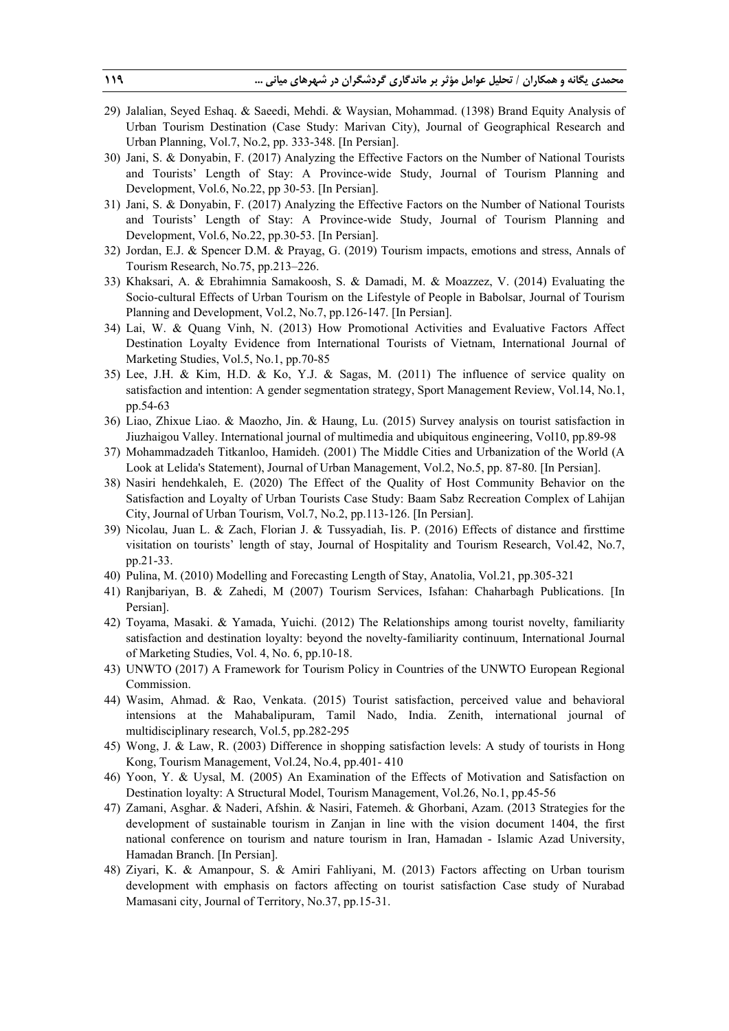29) Jalalian, Seyed Eshaq. & Saeedi, Mehdi. & Waysian, Mohammad. (1398) Brand Equity Analysis of Urban Tourism Destination (Case Study: Marivan City), Journal of Geographical Research and Urban Planning, Vol.7, No.2, pp. 333-348. [In Persian].
30) Jani, S. & Donyabin, F. (2017) Analyzing the Effective Factors on the Number of National Tourists and Tourists' Length of Stay: A Province-wide Study, Journal of Tourism Planning and Development, Vol.6, No.22, pp 30-53. [In Persian].
31) Jani, S. & Donyabin, F. (2017) Analyzing the Effective Factors on the Number of National Tourists and Tourists' Length of Stay: A Province-wide Study, Journal of Tourism Planning and Development, Vol.6, No.22, pp.30-53. [In Persian].
32) Jordan, E.J. & Spencer D.M. & Prayag, G. (2019) Tourism impacts, emotions and stress, Annals of Tourism Research, No.75, pp.213–226.
33) Khaksari, A. & Ebrahimnia Samakoosh, S. & Damadi, M. & Moazzez, V. (2014) Evaluating the Socio-cultural Effects of Urban Tourism on the Lifestyle of People in Babolsar, Journal of Tourism Planning and Development, Vol.2, No.7, pp.126-147. [In Persian].
34) Lai, W. & Quang Vinh, N. (2013) How Promotional Activities and Evaluative Factors Affect Destination Loyalty Evidence from International Tourists of Vietnam, International Journal of Marketing Studies, Vol.5, No.1, pp.70-85
35) Lee, J.H. & Kim, H.D. & Ko, Y.J. & Sagas, M. (2011) The influence of service quality on satisfaction and intention: A gender segmentation strategy, Sport Management Review, Vol.14, No.1, pp.54-63
36) Liao, Zhixue Liao. & Maozho, Jin. & Haung, Lu. (2015) Survey analysis on tourist satisfaction in Jiuzhaigou Valley. International journal of multimedia and ubiquitous engineering, Vol10, pp.89-98
37) Mohammadzadeh Titkanloo, Hamideh. (2001) The Middle Cities and Urbanization of the World (A Look at Lelida's Statement), Journal of Urban Management, Vol.2, No.5, pp. 87-80. [In Persian].
38) Nasiri hendehkaleh, E. (2020) The Effect of the Quality of Host Community Behavior on the Satisfaction and Loyalty of Urban Tourists Case Study: Baam Sabz Recreation Complex of Lahijan City, Journal of Urban Tourism, Vol.7, No.2, pp.113-126. [In Persian].
39) Nicolau, Juan L. & Zach, Florian J. & Tussyadiah, Iis. P. (2016) Effects of distance and firsttime visitation on tourists' length of stay, Journal of Hospitality and Tourism Research, Vol.42, No.7, pp.21-33.
40) Pulina, M. (2010) Modelling and Forecasting Length of Stay, Anatolia, Vol.21, pp.305-321
41) Ranjbariyan, B. & Zahedi, M (2007) Tourism Services, Isfahan: Chaharbagh Publications. [In Persian].
42) Toyama, Masaki. & Yamada, Yuichi. (2012) The Relationships among tourist novelty, familiarity satisfaction and destination loyalty: beyond the novelty-familiarity continuum, International Journal of Marketing Studies, Vol. 4, No. 6, pp.10-18.
43) UNWTO (2017) A Framework for Tourism Policy in Countries of the UNWTO European Regional Commission.
44) Wasim, Ahmad. & Rao, Venkata. (2015) Tourist satisfaction, perceived value and behavioral intensions at the Mahabalipuram, Tamil Nado, India. Zenith, international journal of multidisciplinary research, Vol.5, pp.282-295
45) Wong, J. & Law, R. (2003) Difference in shopping satisfaction levels: A study of tourists in Hong Kong, Tourism Management, Vol.24, No.4, pp.401- 410
46) Yoon, Y. & Uysal, M. (2005) An Examination of the Effects of Motivation and Satisfaction on Destination loyalty: A Structural Model, Tourism Management, Vol.26, No.1, pp.45-56
47) Zamani, Asghar. & Naderi, Afshin. & Nasiri, Fatemeh. & Ghorbani, Azam. (2013 Strategies for the development of sustainable tourism in Zanjan in line with the vision document 1404, the first national conference on tourism and nature tourism in Iran, Hamadan - Islamic Azad University, Hamadan Branch. [In Persian].
48) Ziyari, K. & Amanpour, S. & Amiri Fahliyani, M. (2013) Factors affecting on Urban tourism development with emphasis on factors affecting on tourist satisfaction Case study of Nurabad Mamasani city, Journal of Territory, No.37, pp.15-31.